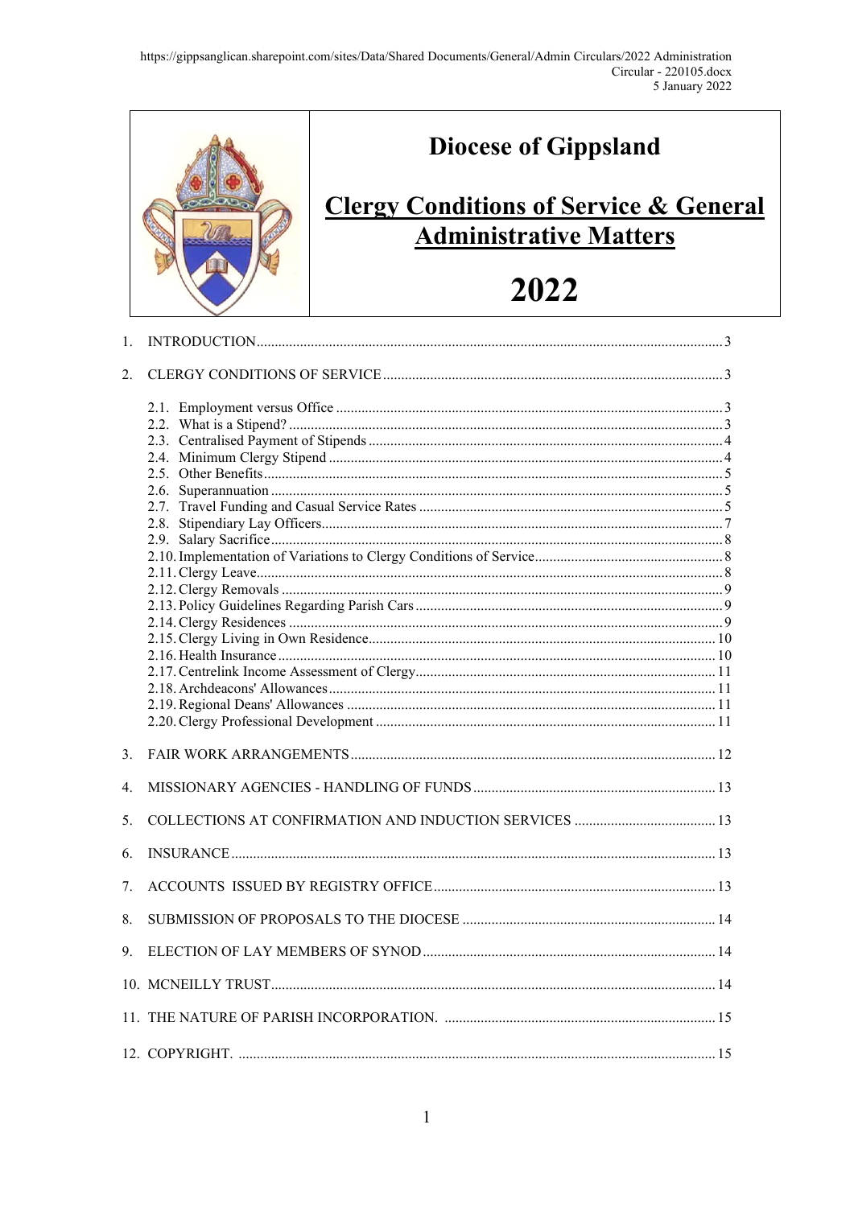https://gippsanglican.sharepoint.com/sites/Data/Shared Documents/General/Admin Circulars/2022 Administration Circular - 220105.docx
5 January 2022

# Diocese of Gippsland

## Clergy Conditions of Service & General Administrative Matters

# 2022

1. INTRODUCTION ... 3
2. CLERGY CONDITIONS OF SERVICE ... 3
   - 2.1. Employment versus Office ... 3
   - 2.2. What is a Stipend? ... 3
   - 2.3. Centralised Payment of Stipends ... 4
   - 2.4. Minimum Clergy Stipend ... 4
   - 2.5. Other Benefits ... 5
   - 2.6. Superannuation ... 5
   - 2.7. Travel Funding and Casual Service Rates ... 5
   - 2.8. Stipendiary Lay Officers ... 7
   - 2.9. Salary Sacrifice ... 8
   - 2.10. Implementation of Variations to Clergy Conditions of Service ... 8
   - 2.11. Clergy Leave ... 8
   - 2.12. Clergy Removals ... 9
   - 2.13. Policy Guidelines Regarding Parish Cars ... 9
   - 2.14. Clergy Residences ... 9
   - 2.15. Clergy Living in Own Residence ... 10
   - 2.16. Health Insurance ... 10
   - 2.17. Centrelink Income Assessment of Clergy ... 11
   - 2.18. Archdeacons' Allowances ... 11
   - 2.19. Regional Deans' Allowances ... 11
   - 2.20. Clergy Professional Development ... 11
3. FAIR WORK ARRANGEMENTS ... 12
4. MISSIONARY AGENCIES - HANDLING OF FUNDS ... 13
5. COLLECTIONS AT CONFIRMATION AND INDUCTION SERVICES ... 13
6. INSURANCE ... 13
7. ACCOUNTS ISSUED BY REGISTRY OFFICE ... 13
8. SUBMISSION OF PROPOSALS TO THE DIOCESE ... 14
9. ELECTION OF LAY MEMBERS OF SYNOD ... 14
10. MCNEILLY TRUST ... 14
11. THE NATURE OF PARISH INCORPORATION. ... 15
12. COPYRIGHT. ... 15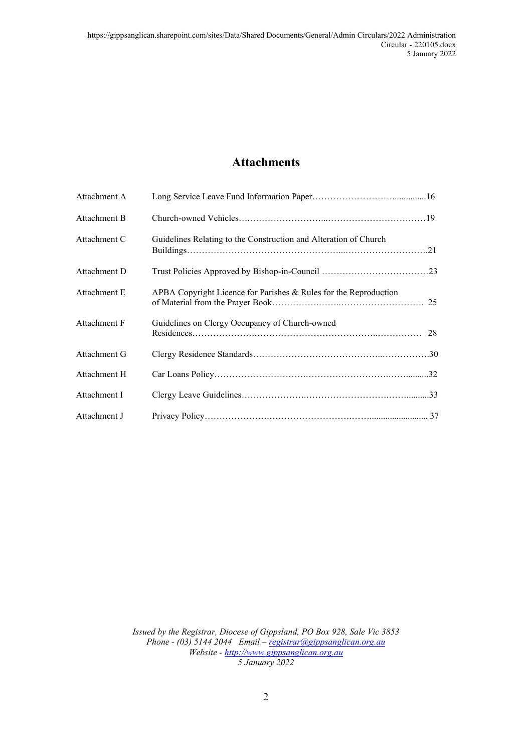# Attachments

| | | |
|---|---|---|
| Attachment A | Long Service Leave Fund Information Paper | 16 |
| Attachment B | Church-owned Vehicles | 19 |
| Attachment C | Guidelines Relating to the Construction and Alteration of Church Buildings | 21 |
| Attachment D | Trust Policies Approved by Bishop-in-Council | 23 |
| Attachment E | APBA Copyright Licence for Parishes & Rules for the Reproduction of Material from the Prayer Book | 25 |
| Attachment F | Guidelines on Clergy Occupancy of Church-owned Residences | 28 |
| Attachment G | Clergy Residence Standards | 30 |
| Attachment H | Car Loans Policy | 32 |
| Attachment I | Clergy Leave Guidelines | 33 |
| Attachment J | Privacy Policy | 37 |

*Issued by the Registrar, Diocese of Gippsland, PO Box 928, Sale Vic 3853*
*Phone - (03) 5144 2044 Email – registrar@gippsanglican.org.au*
*Website - http://www.gippsanglican.org.au*
*5 January 2022*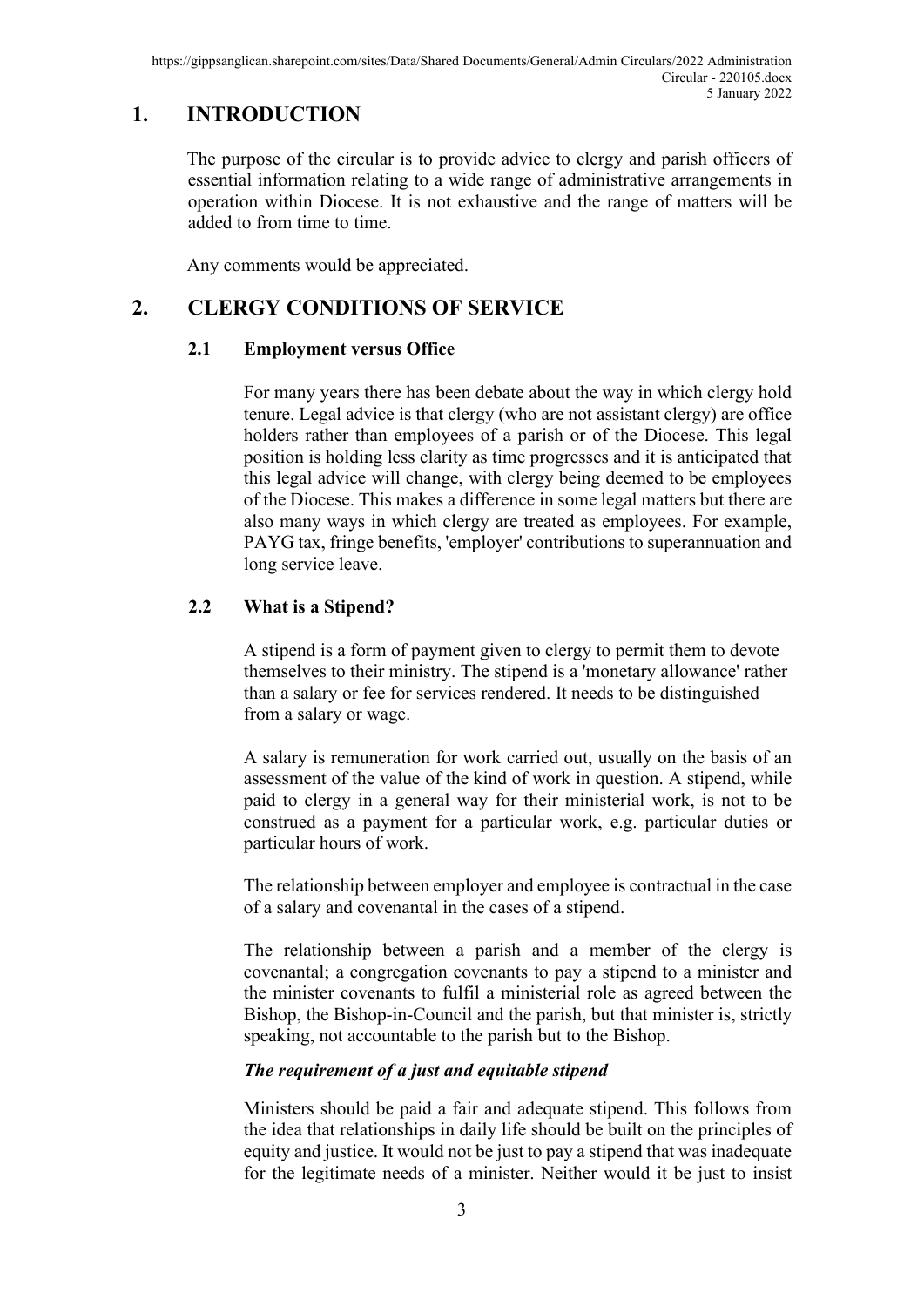## 1. INTRODUCTION

The purpose of the circular is to provide advice to clergy and parish officers of essential information relating to a wide range of administrative arrangements in operation within Diocese. It is not exhaustive and the range of matters will be added to from time to time.

Any comments would be appreciated.

## 2. CLERGY CONDITIONS OF SERVICE

### 2.1 Employment versus Office

For many years there has been debate about the way in which clergy hold tenure. Legal advice is that clergy (who are not assistant clergy) are office holders rather than employees of a parish or of the Diocese. This legal position is holding less clarity as time progresses and it is anticipated that this legal advice will change, with clergy being deemed to be employees of the Diocese. This makes a difference in some legal matters but there are also many ways in which clergy are treated as employees. For example, PAYG tax, fringe benefits, 'employer' contributions to superannuation and long service leave.

### 2.2 What is a Stipend?

A stipend is a form of payment given to clergy to permit them to devote themselves to their ministry. The stipend is a 'monetary allowance' rather than a salary or fee for services rendered. It needs to be distinguished from a salary or wage.

A salary is remuneration for work carried out, usually on the basis of an assessment of the value of the kind of work in question. A stipend, while paid to clergy in a general way for their ministerial work, is not to be construed as a payment for a particular work, e.g. particular duties or particular hours of work.

The relationship between employer and employee is contractual in the case of a salary and covenantal in the cases of a stipend.

The relationship between a parish and a member of the clergy is covenantal; a congregation covenants to pay a stipend to a minister and the minister covenants to fulfil a ministerial role as agreed between the Bishop, the Bishop-in-Council and the parish, but that minister is, strictly speaking, not accountable to the parish but to the Bishop.

***The requirement of a just and equitable stipend***

Ministers should be paid a fair and adequate stipend. This follows from the idea that relationships in daily life should be built on the principles of equity and justice. It would not be just to pay a stipend that was inadequate for the legitimate needs of a minister. Neither would it be just to insist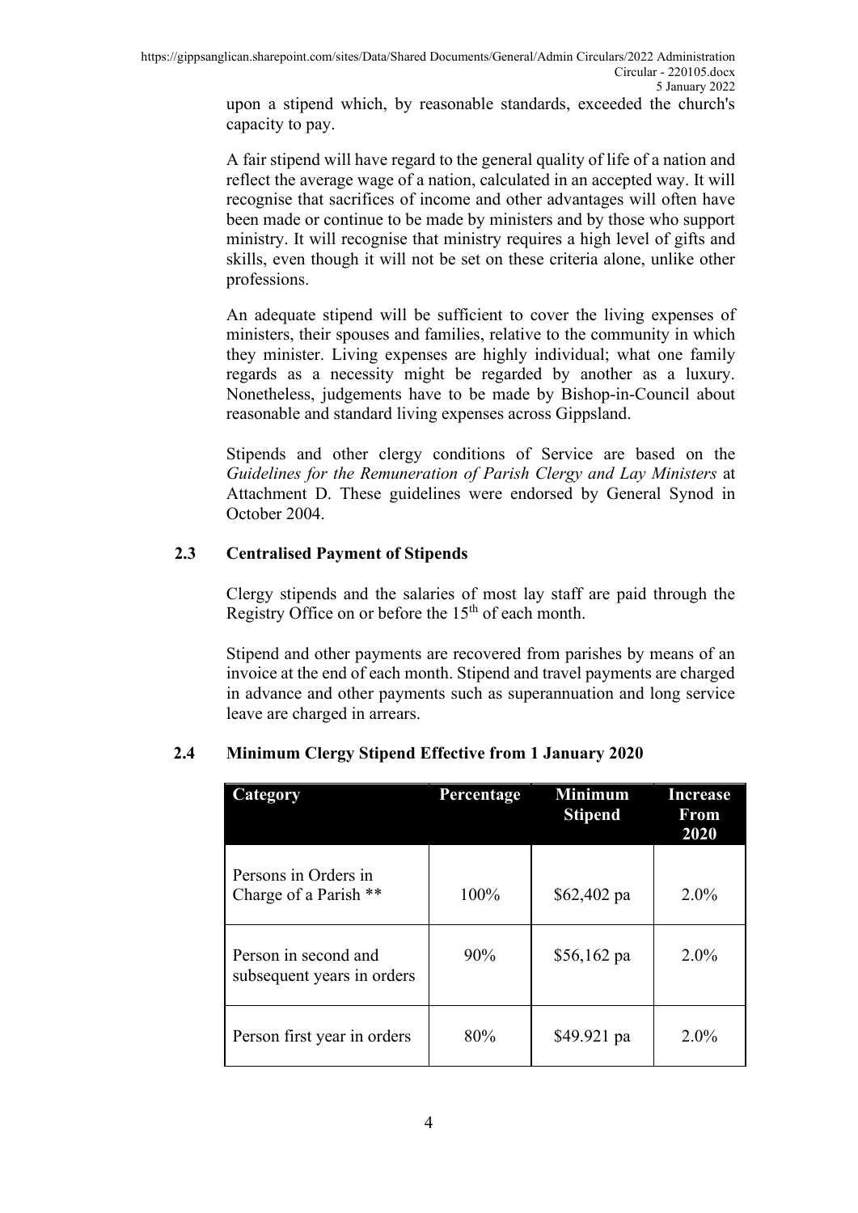upon a stipend which, by reasonable standards, exceeded the church's capacity to pay.

A fair stipend will have regard to the general quality of life of a nation and reflect the average wage of a nation, calculated in an accepted way. It will recognise that sacrifices of income and other advantages will often have been made or continue to be made by ministers and by those who support ministry. It will recognise that ministry requires a high level of gifts and skills, even though it will not be set on these criteria alone, unlike other professions.

An adequate stipend will be sufficient to cover the living expenses of ministers, their spouses and families, relative to the community in which they minister. Living expenses are highly individual; what one family regards as a necessity might be regarded by another as a luxury. Nonetheless, judgements have to be made by Bishop-in-Council about reasonable and standard living expenses across Gippsland.

Stipends and other clergy conditions of Service are based on the *Guidelines for the Remuneration of Parish Clergy and Lay Ministers* at Attachment D. These guidelines were endorsed by General Synod in October 2004.

### 2.3 Centralised Payment of Stipends

Clergy stipends and the salaries of most lay staff are paid through the Registry Office on or before the 15th of each month.

Stipend and other payments are recovered from parishes by means of an invoice at the end of each month. Stipend and travel payments are charged in advance and other payments such as superannuation and long service leave are charged in arrears.

### 2.4 Minimum Clergy Stipend Effective from 1 January 2020

| Category | Percentage | Minimum Stipend | Increase From 2020 |
|---|---|---|---|
| Persons in Orders in Charge of a Parish ** | 100% | $62,402 pa | 2.0% |
| Person in second and subsequent years in orders | 90% | $56,162 pa | 2.0% |
| Person first year in orders | 80% | $49.921 pa | 2.0% |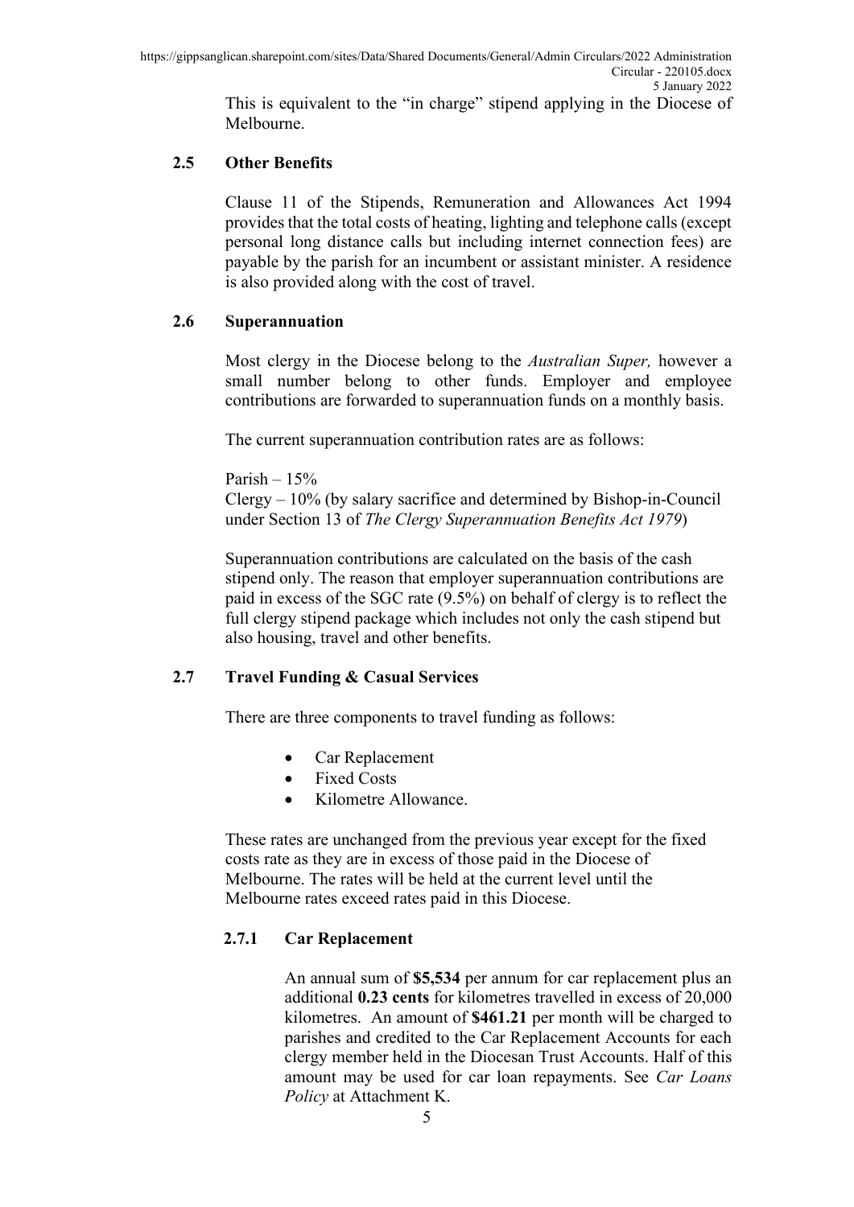This is equivalent to the "in charge" stipend applying in the Diocese of Melbourne.

### 2.5 Other Benefits

Clause 11 of the Stipends, Remuneration and Allowances Act 1994 provides that the total costs of heating, lighting and telephone calls (except personal long distance calls but including internet connection fees) are payable by the parish for an incumbent or assistant minister. A residence is also provided along with the cost of travel.

### 2.6 Superannuation

Most clergy in the Diocese belong to the *Australian Super,* however a small number belong to other funds. Employer and employee contributions are forwarded to superannuation funds on a monthly basis.

The current superannuation contribution rates are as follows:

Parish – 15%
Clergy – 10% (by salary sacrifice and determined by Bishop-in-Council under Section 13 of *The Clergy Superannuation Benefits Act 1979*)

Superannuation contributions are calculated on the basis of the cash stipend only. The reason that employer superannuation contributions are paid in excess of the SGC rate (9.5%) on behalf of clergy is to reflect the full clergy stipend package which includes not only the cash stipend but also housing, travel and other benefits.

### 2.7 Travel Funding & Casual Services

There are three components to travel funding as follows:

- Car Replacement
- Fixed Costs
- Kilometre Allowance.

These rates are unchanged from the previous year except for the fixed costs rate as they are in excess of those paid in the Diocese of Melbourne. The rates will be held at the current level until the Melbourne rates exceed rates paid in this Diocese.

#### 2.7.1 Car Replacement

An annual sum of **$5,534** per annum for car replacement plus an additional **0.23 cents** for kilometres travelled in excess of 20,000 kilometres. An amount of **$461.21** per month will be charged to parishes and credited to the Car Replacement Accounts for each clergy member held in the Diocesan Trust Accounts. Half of this amount may be used for car loan repayments. See *Car Loans Policy* at Attachment K.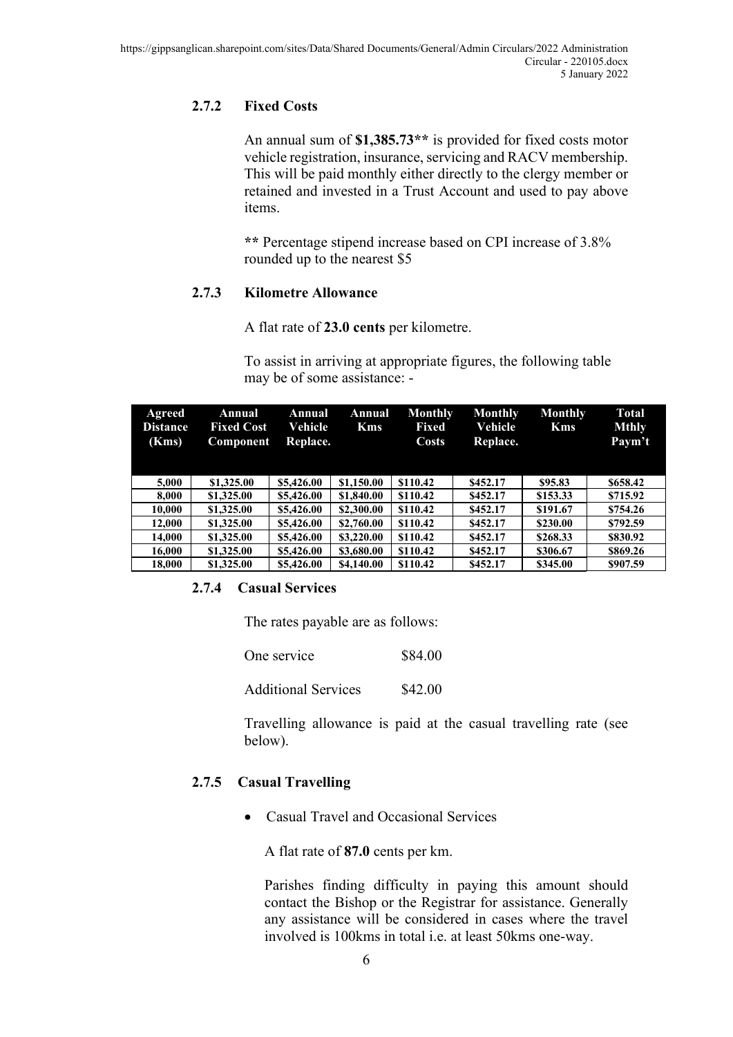### 2.7.2 Fixed Costs

An annual sum of **$1,385.73**** is provided for fixed costs motor vehicle registration, insurance, servicing and RACV membership. This will be paid monthly either directly to the clergy member or retained and invested in a Trust Account and used to pay above items.

**** Percentage stipend increase based on CPI increase of 3.8% rounded up to the nearest $5

### 2.7.3 Kilometre Allowance

A flat rate of **23.0 cents** per kilometre.

To assist in arriving at appropriate figures, the following table may be of some assistance: -

| Agreed Distance (Kms) | Annual Fixed Cost Component | Annual Vehicle Replace. | Annual Kms | Monthly Fixed Costs | Monthly Vehicle Replace. | Monthly Kms | Total Mthly Paym't |
|---|---|---|---|---|---|---|---|
| 5,000 | $1,325.00 | $5,426.00 | $1,150.00 | $110.42 | $452.17 | $95.83 | $658.42 |
| 8,000 | $1,325.00 | $5,426.00 | $1,840.00 | $110.42 | $452.17 | $153.33 | $715.92 |
| 10,000 | $1,325.00 | $5,426.00 | $2,300.00 | $110.42 | $452.17 | $191.67 | $754.26 |
| 12,000 | $1,325.00 | $5,426.00 | $2,760.00 | $110.42 | $452.17 | $230.00 | $792.59 |
| 14,000 | $1,325.00 | $5,426.00 | $3,220.00 | $110.42 | $452.17 | $268.33 | $830.92 |
| 16,000 | $1,325.00 | $5,426.00 | $3,680.00 | $110.42 | $452.17 | $306.67 | $869.26 |
| 18,000 | $1,325.00 | $5,426.00 | $4,140.00 | $110.42 | $452.17 | $345.00 | $907.59 |

### 2.7.4 Casual Services

The rates payable are as follows:

| | |
|---|---|
| One service | $84.00 |
| Additional Services | $42.00 |

Travelling allowance is paid at the casual travelling rate (see below).

### 2.7.5 Casual Travelling

- Casual Travel and Occasional Services

  A flat rate of **87.0** cents per km.

  Parishes finding difficulty in paying this amount should contact the Bishop or the Registrar for assistance. Generally any assistance will be considered in cases where the travel involved is 100kms in total i.e. at least 50kms one-way.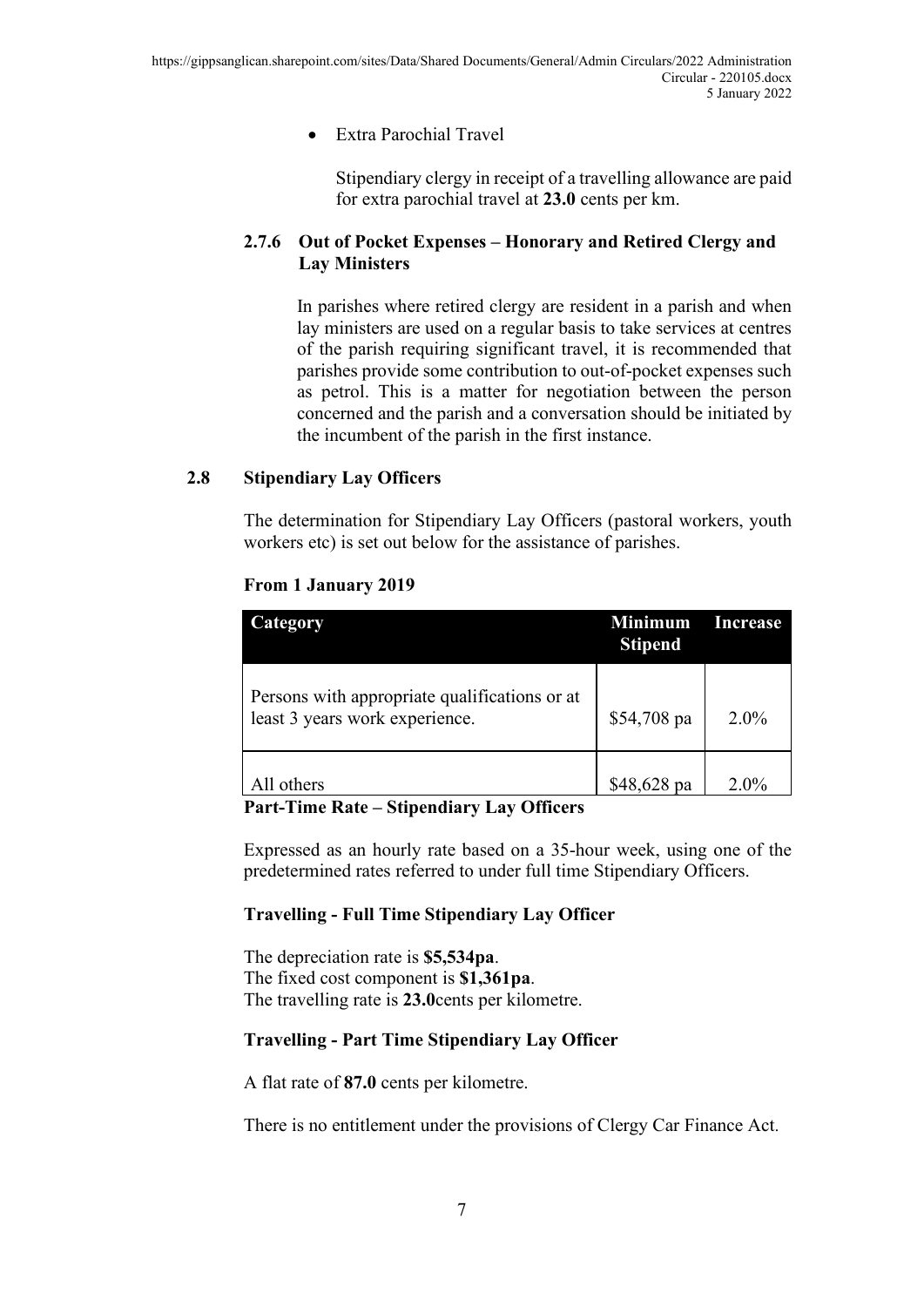- Extra Parochial Travel

  Stipendiary clergy in receipt of a travelling allowance are paid for extra parochial travel at **23.0** cents per km.

### 2.7.6 Out of Pocket Expenses – Honorary and Retired Clergy and Lay Ministers

In parishes where retired clergy are resident in a parish and when lay ministers are used on a regular basis to take services at centres of the parish requiring significant travel, it is recommended that parishes provide some contribution to out-of-pocket expenses such as petrol. This is a matter for negotiation between the person concerned and the parish and a conversation should be initiated by the incumbent of the parish in the first instance.

## 2.8 Stipendiary Lay Officers

The determination for Stipendiary Lay Officers (pastoral workers, youth workers etc) is set out below for the assistance of parishes.

**From 1 January 2019**

| Category | Minimum Stipend | Increase |
|---|---|---|
| Persons with appropriate qualifications or at least 3 years work experience. | $54,708 pa | 2.0% |
| All others | $48,628 pa | 2.0% |

**Part-Time Rate – Stipendiary Lay Officers**

Expressed as an hourly rate based on a 35-hour week, using one of the predetermined rates referred to under full time Stipendiary Officers.

**Travelling - Full Time Stipendiary Lay Officer**

The depreciation rate is **$5,534pa**.
The fixed cost component is **$1,361pa**.
The travelling rate is **23.0**cents per kilometre.

**Travelling - Part Time Stipendiary Lay Officer**

A flat rate of **87.0** cents per kilometre.

There is no entitlement under the provisions of Clergy Car Finance Act.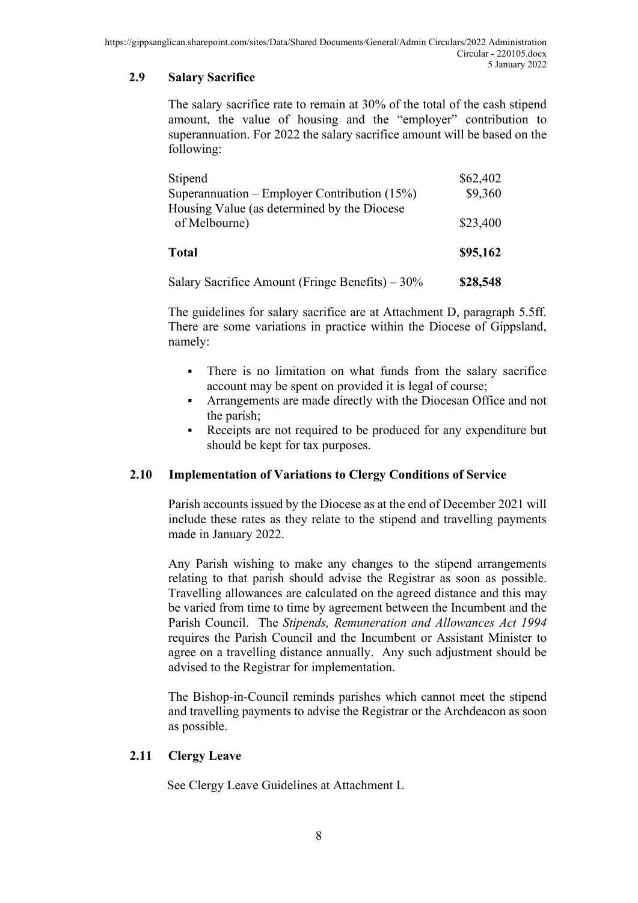## 2.9 Salary Sacrifice

The salary sacrifice rate to remain at 30% of the total of the cash stipend amount, the value of housing and the "employer" contribution to superannuation. For 2022 the salary sacrifice amount will be based on the following:

| | |
|---|---|
| Stipend | $62,402 |
| Superannuation – Employer Contribution (15%) | $9,360 |
| Housing Value (as determined by the Diocese of Melbourne) | $23,400 |
| **Total** | **$95,162** |
| Salary Sacrifice Amount (Fringe Benefits) – 30% | **$28,548** |

The guidelines for salary sacrifice are at Attachment D, paragraph 5.5ff. There are some variations in practice within the Diocese of Gippsland, namely:

- There is no limitation on what funds from the salary sacrifice account may be spent on provided it is legal of course;
- Arrangements are made directly with the Diocesan Office and not the parish;
- Receipts are not required to be produced for any expenditure but should be kept for tax purposes.

## 2.10 Implementation of Variations to Clergy Conditions of Service

Parish accounts issued by the Diocese as at the end of December 2021 will include these rates as they relate to the stipend and travelling payments made in January 2022.

Any Parish wishing to make any changes to the stipend arrangements relating to that parish should advise the Registrar as soon as possible. Travelling allowances are calculated on the agreed distance and this may be varied from time to time by agreement between the Incumbent and the Parish Council. The *Stipends, Remuneration and Allowances Act 1994* requires the Parish Council and the Incumbent or Assistant Minister to agree on a travelling distance annually. Any such adjustment should be advised to the Registrar for implementation.

The Bishop-in-Council reminds parishes which cannot meet the stipend and travelling payments to advise the Registrar or the Archdeacon as soon as possible.

## 2.11 Clergy Leave

See Clergy Leave Guidelines at Attachment L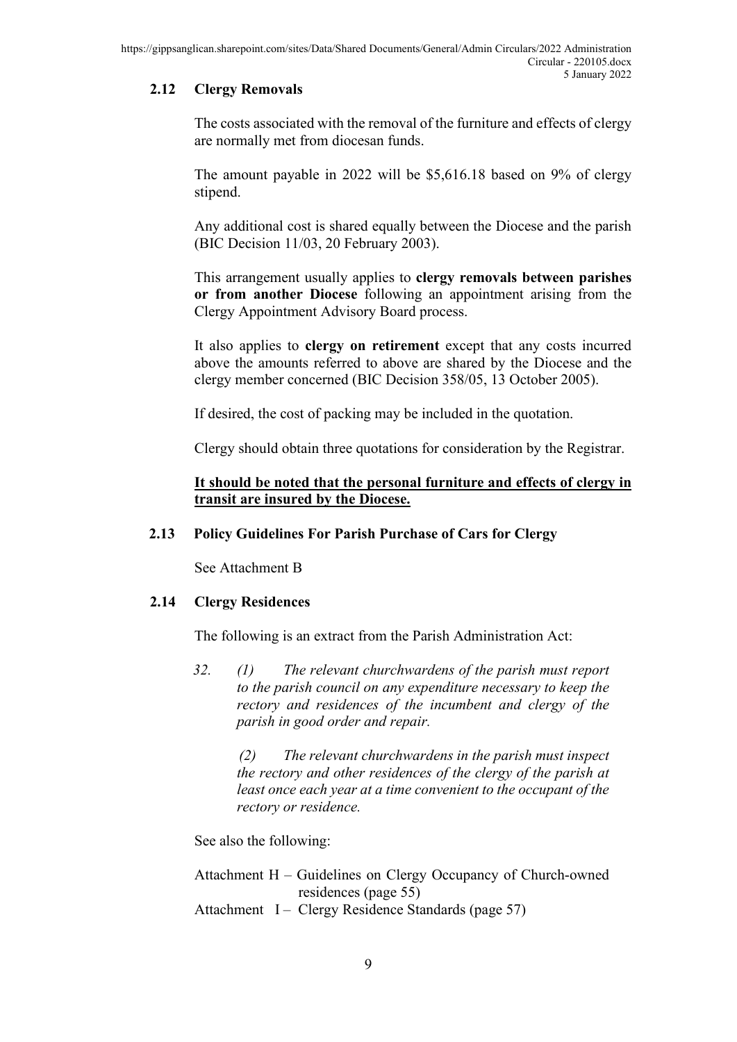## 2.12 Clergy Removals

The costs associated with the removal of the furniture and effects of clergy are normally met from diocesan funds.

The amount payable in 2022 will be $5,616.18 based on 9% of clergy stipend.

Any additional cost is shared equally between the Diocese and the parish (BIC Decision 11/03, 20 February 2003).

This arrangement usually applies to **clergy removals between parishes or from another Diocese** following an appointment arising from the Clergy Appointment Advisory Board process.

It also applies to **clergy on retirement** except that any costs incurred above the amounts referred to above are shared by the Diocese and the clergy member concerned (BIC Decision 358/05, 13 October 2005).

If desired, the cost of packing may be included in the quotation.

Clergy should obtain three quotations for consideration by the Registrar.

**<u>It should be noted that the personal furniture and effects of clergy in transit are insured by the Diocese.</u>**

## 2.13 Policy Guidelines For Parish Purchase of Cars for Clergy

See Attachment B

## 2.14 Clergy Residences

The following is an extract from the Parish Administration Act:

*32. (1) The relevant churchwardens of the parish must report to the parish council on any expenditure necessary to keep the rectory and residences of the incumbent and clergy of the parish in good order and repair.*

*(2) The relevant churchwardens in the parish must inspect the rectory and other residences of the clergy of the parish at least once each year at a time convenient to the occupant of the rectory or residence.*

See also the following:

Attachment H – Guidelines on Clergy Occupancy of Church-owned residences (page 55)
Attachment I – Clergy Residence Standards (page 57)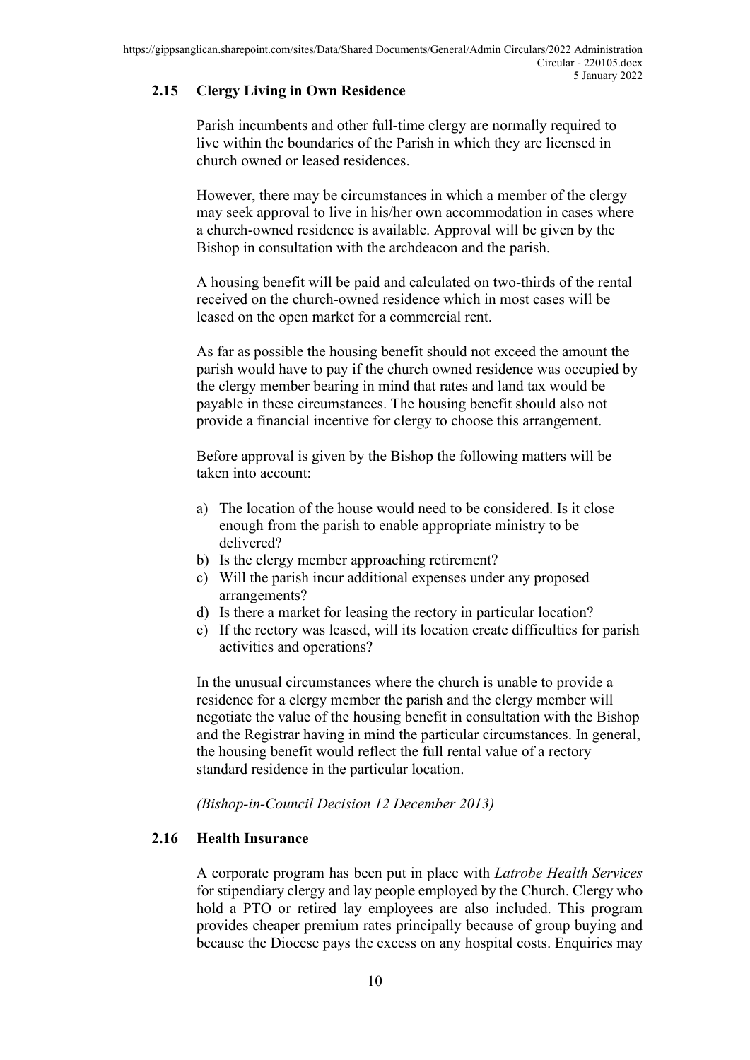## 2.15 Clergy Living in Own Residence

Parish incumbents and other full-time clergy are normally required to live within the boundaries of the Parish in which they are licensed in church owned or leased residences.

However, there may be circumstances in which a member of the clergy may seek approval to live in his/her own accommodation in cases where a church-owned residence is available. Approval will be given by the Bishop in consultation with the archdeacon and the parish.

A housing benefit will be paid and calculated on two-thirds of the rental received on the church-owned residence which in most cases will be leased on the open market for a commercial rent.

As far as possible the housing benefit should not exceed the amount the parish would have to pay if the church owned residence was occupied by the clergy member bearing in mind that rates and land tax would be payable in these circumstances. The housing benefit should also not provide a financial incentive for clergy to choose this arrangement.

Before approval is given by the Bishop the following matters will be taken into account:

a) The location of the house would need to be considered. Is it close enough from the parish to enable appropriate ministry to be delivered?
b) Is the clergy member approaching retirement?
c) Will the parish incur additional expenses under any proposed arrangements?
d) Is there a market for leasing the rectory in particular location?
e) If the rectory was leased, will its location create difficulties for parish activities and operations?

In the unusual circumstances where the church is unable to provide a residence for a clergy member the parish and the clergy member will negotiate the value of the housing benefit in consultation with the Bishop and the Registrar having in mind the particular circumstances. In general, the housing benefit would reflect the full rental value of a rectory standard residence in the particular location.

*(Bishop-in-Council Decision 12 December 2013)*

## 2.16 Health Insurance

A corporate program has been put in place with *Latrobe Health Services* for stipendiary clergy and lay people employed by the Church. Clergy who hold a PTO or retired lay employees are also included. This program provides cheaper premium rates principally because of group buying and because the Diocese pays the excess on any hospital costs. Enquiries may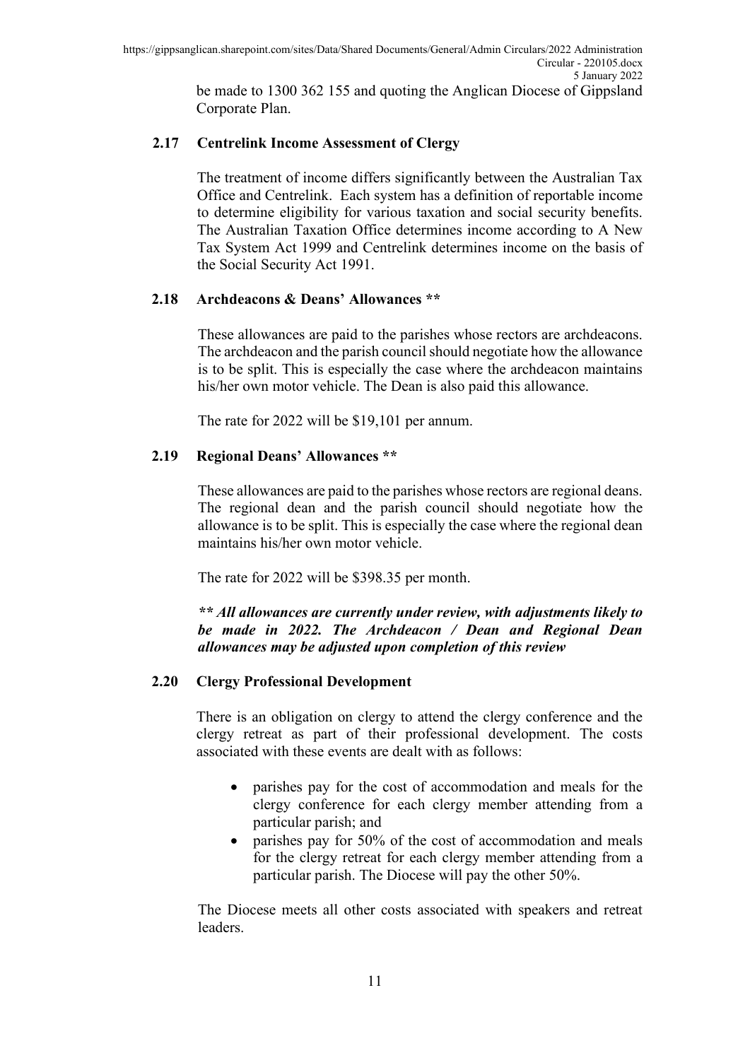be made to 1300 362 155 and quoting the Anglican Diocese of Gippsland Corporate Plan.

### 2.17 Centrelink Income Assessment of Clergy

The treatment of income differs significantly between the Australian Tax Office and Centrelink. Each system has a definition of reportable income to determine eligibility for various taxation and social security benefits. The Australian Taxation Office determines income according to A New Tax System Act 1999 and Centrelink determines income on the basis of the Social Security Act 1991.

### 2.18 Archdeacons & Deans' Allowances **

These allowances are paid to the parishes whose rectors are archdeacons. The archdeacon and the parish council should negotiate how the allowance is to be split. This is especially the case where the archdeacon maintains his/her own motor vehicle. The Dean is also paid this allowance.

The rate for 2022 will be $19,101 per annum.

### 2.19 Regional Deans' Allowances **

These allowances are paid to the parishes whose rectors are regional deans. The regional dean and the parish council should negotiate how the allowance is to be split. This is especially the case where the regional dean maintains his/her own motor vehicle.

The rate for 2022 will be $398.35 per month.

***\*\* All allowances are currently under review, with adjustments likely to be made in 2022. The Archdeacon / Dean and Regional Dean allowances may be adjusted upon completion of this review***

### 2.20 Clergy Professional Development

There is an obligation on clergy to attend the clergy conference and the clergy retreat as part of their professional development. The costs associated with these events are dealt with as follows:

- parishes pay for the cost of accommodation and meals for the clergy conference for each clergy member attending from a particular parish; and
- parishes pay for 50% of the cost of accommodation and meals for the clergy retreat for each clergy member attending from a particular parish. The Diocese will pay the other 50%.

The Diocese meets all other costs associated with speakers and retreat leaders.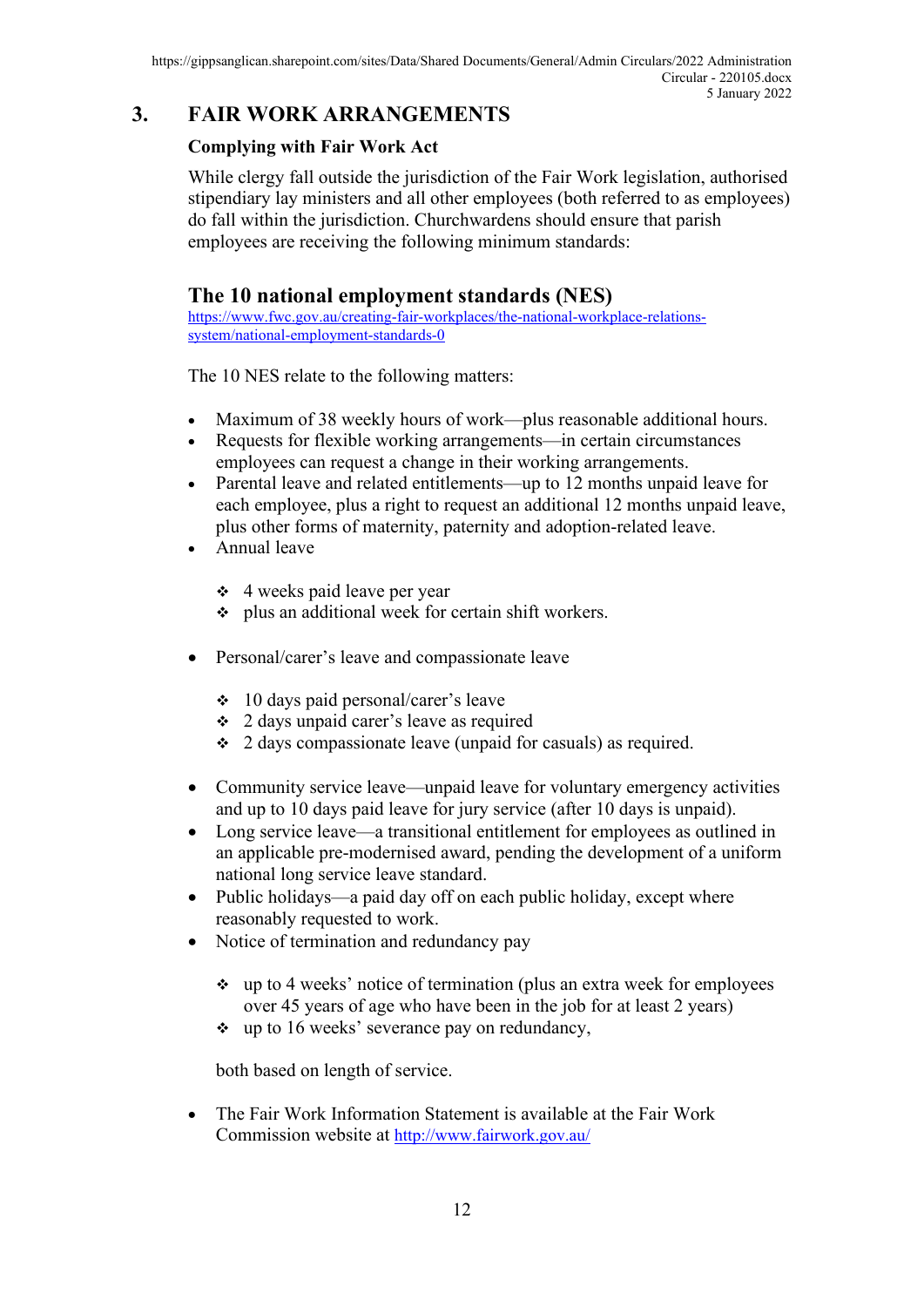## 3. FAIR WORK ARRANGEMENTS

**Complying with Fair Work Act**

While clergy fall outside the jurisdiction of the Fair Work legislation, authorised stipendiary lay ministers and all other employees (both referred to as employees) do fall within the jurisdiction. Churchwardens should ensure that parish employees are receiving the following minimum standards:

## The 10 national employment standards (NES)

https://www.fwc.gov.au/creating-fair-workplaces/the-national-workplace-relations-system/national-employment-standards-0

The 10 NES relate to the following matters:

- Maximum of 38 weekly hours of work—plus reasonable additional hours.
- Requests for flexible working arrangements—in certain circumstances employees can request a change in their working arrangements.
- Parental leave and related entitlements—up to 12 months unpaid leave for each employee, plus a right to request an additional 12 months unpaid leave, plus other forms of maternity, paternity and adoption-related leave.
- Annual leave
    - 4 weeks paid leave per year
    - plus an additional week for certain shift workers.
- Personal/carer's leave and compassionate leave
    - 10 days paid personal/carer's leave
    - 2 days unpaid carer's leave as required
    - 2 days compassionate leave (unpaid for casuals) as required.
- Community service leave—unpaid leave for voluntary emergency activities and up to 10 days paid leave for jury service (after 10 days is unpaid).
- Long service leave—a transitional entitlement for employees as outlined in an applicable pre-modernised award, pending the development of a uniform national long service leave standard.
- Public holidays—a paid day off on each public holiday, except where reasonably requested to work.
- Notice of termination and redundancy pay
    - up to 4 weeks' notice of termination (plus an extra week for employees over 45 years of age who have been in the job for at least 2 years)
    - up to 16 weeks' severance pay on redundancy,

  both based on length of service.

- The Fair Work Information Statement is available at the Fair Work Commission website at http://www.fairwork.gov.au/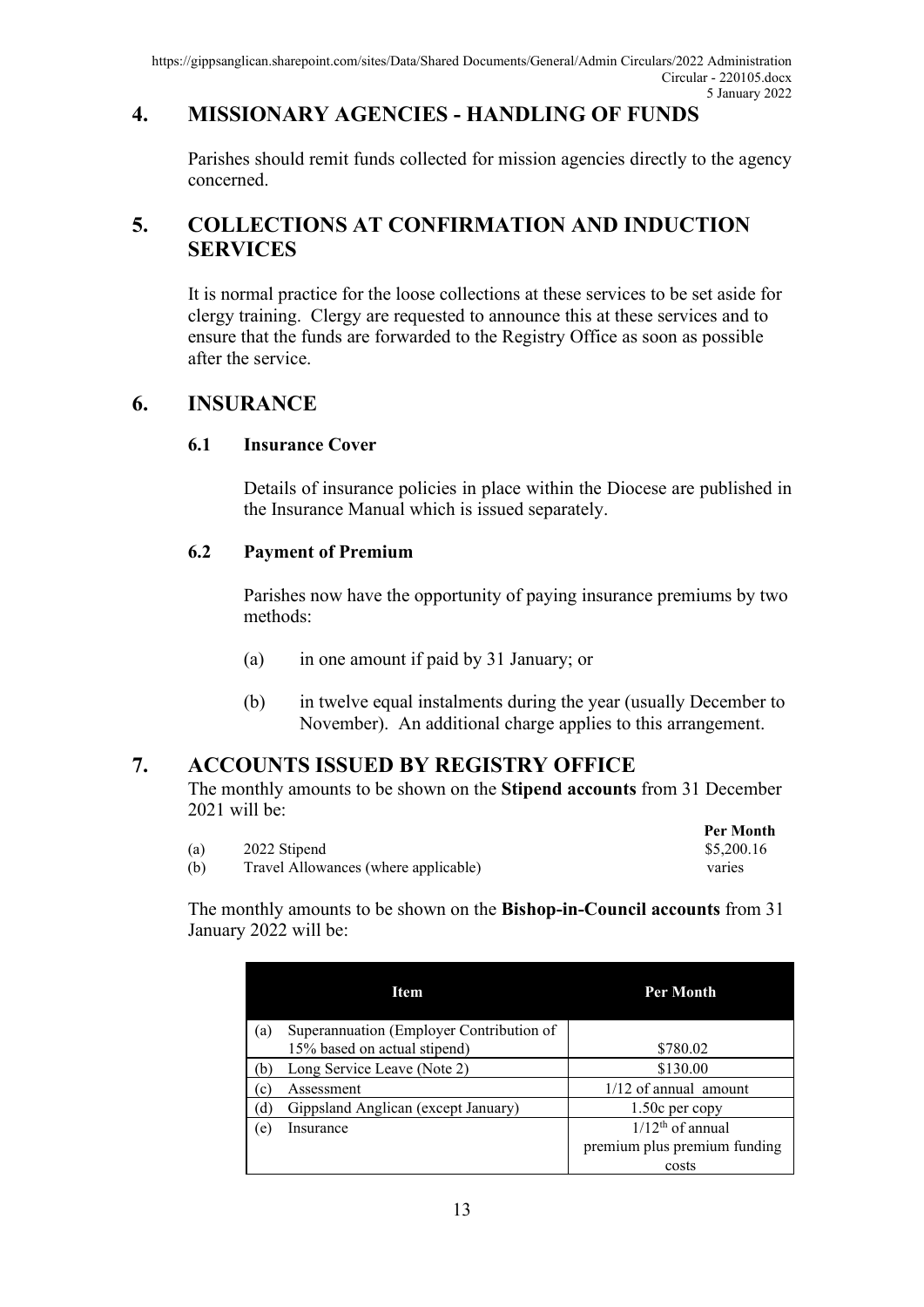## 4. MISSIONARY AGENCIES - HANDLING OF FUNDS

Parishes should remit funds collected for mission agencies directly to the agency concerned.

## 5. COLLECTIONS AT CONFIRMATION AND INDUCTION SERVICES

It is normal practice for the loose collections at these services to be set aside for clergy training. Clergy are requested to announce this at these services and to ensure that the funds are forwarded to the Registry Office as soon as possible after the service.

## 6. INSURANCE

### 6.1 Insurance Cover

Details of insurance policies in place within the Diocese are published in the Insurance Manual which is issued separately.

### 6.2 Payment of Premium

Parishes now have the opportunity of paying insurance premiums by two methods:

(a) in one amount if paid by 31 January; or

(b) in twelve equal instalments during the year (usually December to November). An additional charge applies to this arrangement.

## 7. ACCOUNTS ISSUED BY REGISTRY OFFICE

The monthly amounts to be shown on the **Stipend accounts** from 31 December 2021 will be:

| | | **Per Month** |
|---|---|---|
| (a) | 2022 Stipend | $5,200.16 |
| (b) | Travel Allowances (where applicable) | varies |

The monthly amounts to be shown on the **Bishop-in-Council accounts** from 31 January 2022 will be:

| Item | Per Month |
|---|---|
| (a) Superannuation (Employer Contribution of 15% based on actual stipend) | $780.02 |
| (b) Long Service Leave (Note 2) | $130.00 |
| (c) Assessment | 1/12 of annual amount |
| (d) Gippsland Anglican (except January) | 1.50c per copy |
| (e) Insurance | 1/12th of annual premium plus premium funding costs |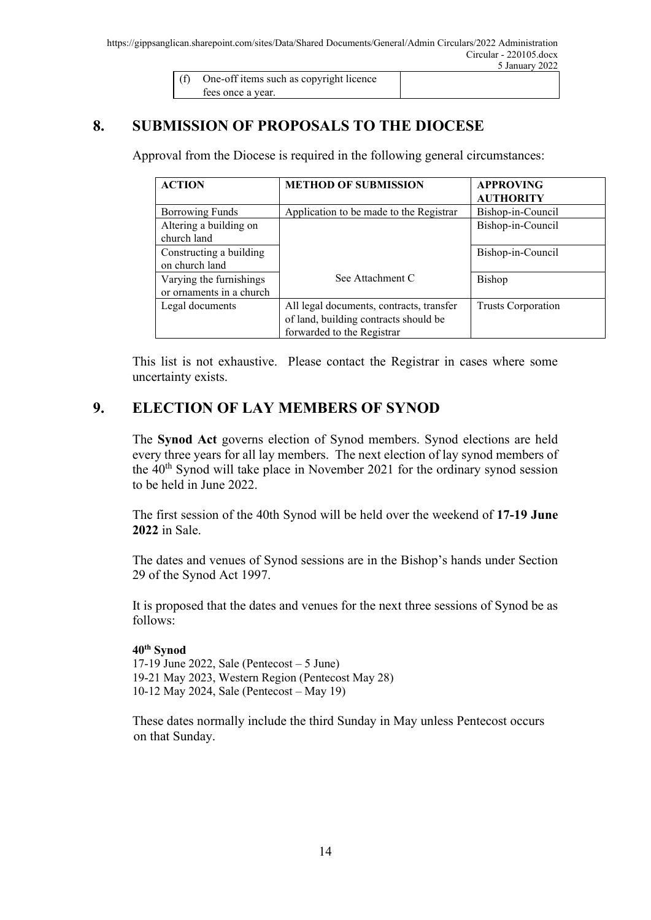| (f) One-off items such as copyright licence fees once a year. | |
|---|---|

## 8. SUBMISSION OF PROPOSALS TO THE DIOCESE

Approval from the Diocese is required in the following general circumstances:

| ACTION | METHOD OF SUBMISSION | APPROVING AUTHORITY |
|---|---|---|
| Borrowing Funds | Application to be made to the Registrar | Bishop-in-Council |
| Altering a building on church land | See Attachment C | Bishop-in-Council |
| Constructing a building on church land | See Attachment C | Bishop-in-Council |
| Varying the furnishings or ornaments in a church | See Attachment C | Bishop |
| Legal documents | All legal documents, contracts, transfer of land, building contracts should be forwarded to the Registrar | Trusts Corporation |

This list is not exhaustive. Please contact the Registrar in cases where some uncertainty exists.

## 9. ELECTION OF LAY MEMBERS OF SYNOD

The **Synod Act** governs election of Synod members. Synod elections are held every three years for all lay members. The next election of lay synod members of the 40th Synod will take place in November 2021 for the ordinary synod session to be held in June 2022.

The first session of the 40th Synod will be held over the weekend of **17-19 June 2022** in Sale.

The dates and venues of Synod sessions are in the Bishop's hands under Section 29 of the Synod Act 1997.

It is proposed that the dates and venues for the next three sessions of Synod be as follows:

**40th Synod**
17-19 June 2022, Sale (Pentecost – 5 June)
19-21 May 2023, Western Region (Pentecost May 28)
10-12 May 2024, Sale (Pentecost – May 19)

These dates normally include the third Sunday in May unless Pentecost occurs on that Sunday.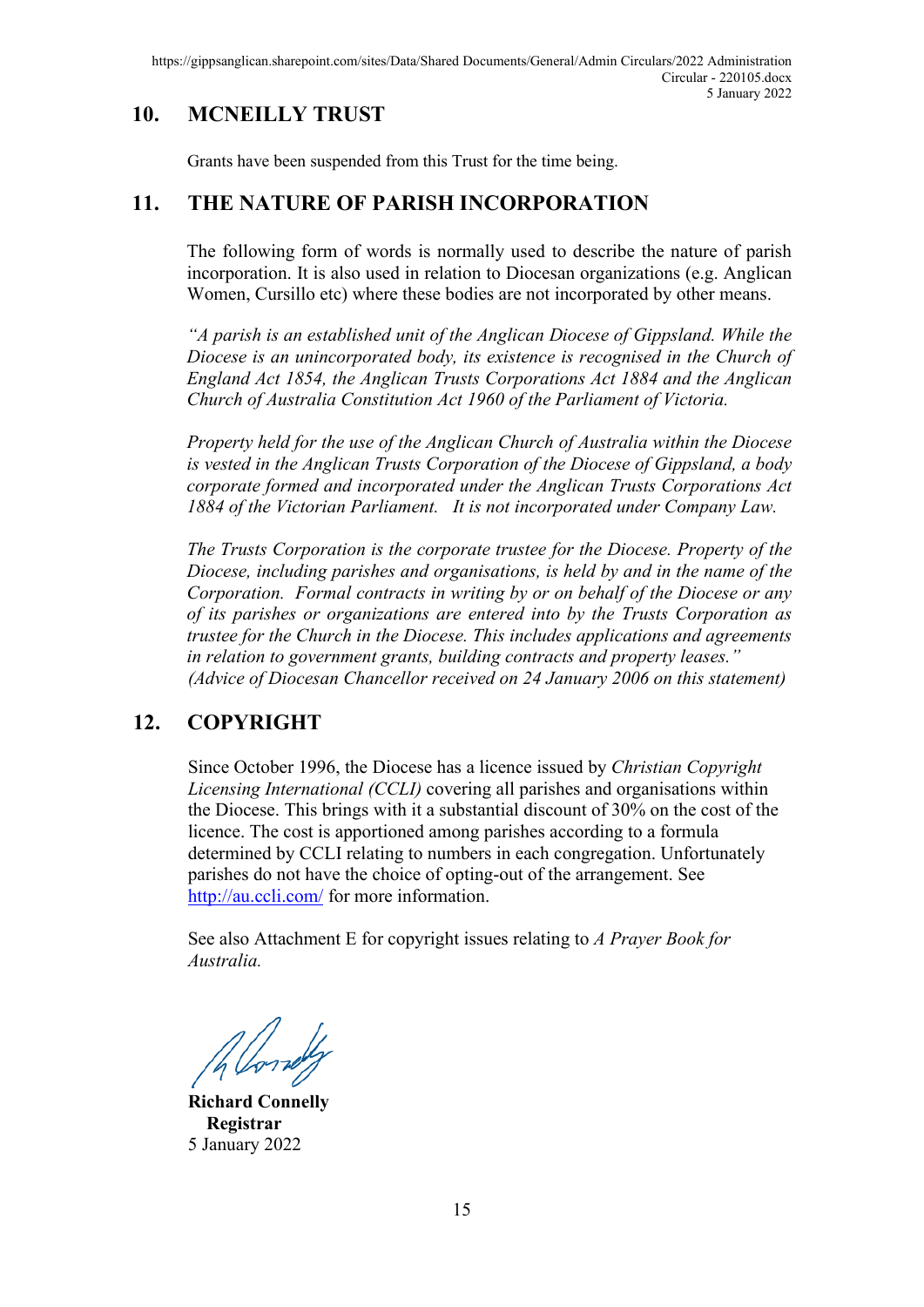## 10. MCNEILLY TRUST

Grants have been suspended from this Trust for the time being.

## 11. THE NATURE OF PARISH INCORPORATION

The following form of words is normally used to describe the nature of parish incorporation. It is also used in relation to Diocesan organizations (e.g. Anglican Women, Cursillo etc) where these bodies are not incorporated by other means.

*"A parish is an established unit of the Anglican Diocese of Gippsland. While the Diocese is an unincorporated body, its existence is recognised in the Church of England Act 1854, the Anglican Trusts Corporations Act 1884 and the Anglican Church of Australia Constitution Act 1960 of the Parliament of Victoria.*

*Property held for the use of the Anglican Church of Australia within the Diocese is vested in the Anglican Trusts Corporation of the Diocese of Gippsland, a body corporate formed and incorporated under the Anglican Trusts Corporations Act 1884 of the Victorian Parliament. It is not incorporated under Company Law.*

*The Trusts Corporation is the corporate trustee for the Diocese. Property of the Diocese, including parishes and organisations, is held by and in the name of the Corporation. Formal contracts in writing by or on behalf of the Diocese or any of its parishes or organizations are entered into by the Trusts Corporation as trustee for the Church in the Diocese. This includes applications and agreements in relation to government grants, building contracts and property leases."*
*(Advice of Diocesan Chancellor received on 24 January 2006 on this statement)*

## 12. COPYRIGHT

Since October 1996, the Diocese has a licence issued by *Christian Copyright Licensing International (CCLI)* covering all parishes and organisations within the Diocese. This brings with it a substantial discount of 30% on the cost of the licence. The cost is apportioned among parishes according to a formula determined by CCLI relating to numbers in each congregation. Unfortunately parishes do not have the choice of opting-out of the arrangement. See http://au.ccli.com/ for more information.

See also Attachment E for copyright issues relating to *A Prayer Book for Australia.*

**Richard Connelly**
**Registrar**
5 January 2022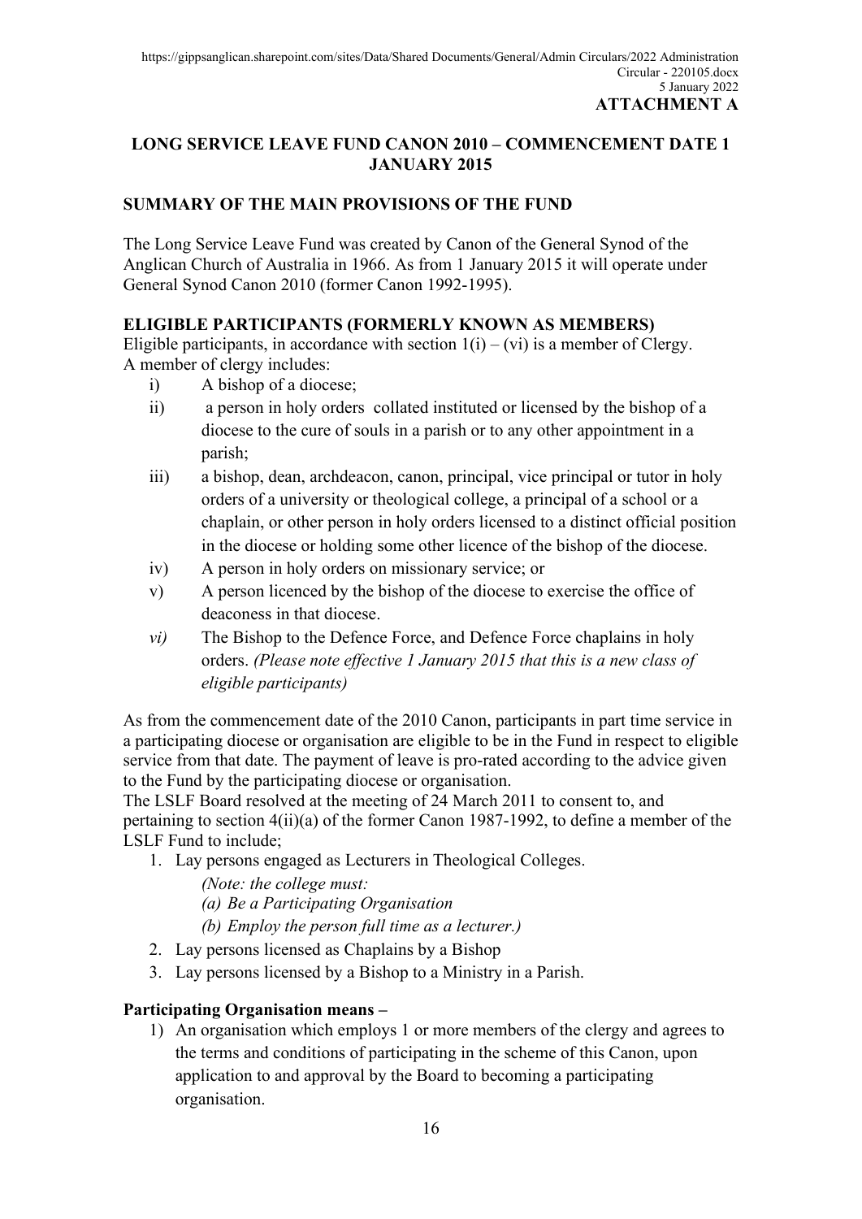**ATTACHMENT A**

## LONG SERVICE LEAVE FUND CANON 2010 – COMMENCEMENT DATE 1 JANUARY 2015

### SUMMARY OF THE MAIN PROVISIONS OF THE FUND

The Long Service Leave Fund was created by Canon of the General Synod of the Anglican Church of Australia in 1966. As from 1 January 2015 it will operate under General Synod Canon 2010 (former Canon 1992-1995).

**ELIGIBLE PARTICIPANTS (FORMERLY KNOWN AS MEMBERS)**

Eligible participants, in accordance with section 1(i) – (vi) is a member of Clergy.
A member of clergy includes:

i) A bishop of a diocese;
ii) a person in holy orders collated instituted or licensed by the bishop of a diocese to the cure of souls in a parish or to any other appointment in a parish;
iii) a bishop, dean, archdeacon, canon, principal, vice principal or tutor in holy orders of a university or theological college, a principal of a school or a chaplain, or other person in holy orders licensed to a distinct official position in the diocese or holding some other licence of the bishop of the diocese.
iv) A person in holy orders on missionary service; or
v) A person licenced by the bishop of the diocese to exercise the office of deaconess in that diocese.
*vi)* The Bishop to the Defence Force, and Defence Force chaplains in holy orders. *(Please note effective 1 January 2015 that this is a new class of eligible participants)*

As from the commencement date of the 2010 Canon, participants in part time service in a participating diocese or organisation are eligible to be in the Fund in respect to eligible service from that date. The payment of leave is pro-rated according to the advice given to the Fund by the participating diocese or organisation.
The LSLF Board resolved at the meeting of 24 March 2011 to consent to, and pertaining to section 4(ii)(a) of the former Canon 1987-1992, to define a member of the LSLF Fund to include;

1. Lay persons engaged as Lecturers in Theological Colleges.
   *(Note: the college must:*
   *(a) Be a Participating Organisation*
   *(b) Employ the person full time as a lecturer.)*
2. Lay persons licensed as Chaplains by a Bishop
3. Lay persons licensed by a Bishop to a Ministry in a Parish.

**Participating Organisation means –**

1) An organisation which employs 1 or more members of the clergy and agrees to the terms and conditions of participating in the scheme of this Canon, upon application to and approval by the Board to becoming a participating organisation.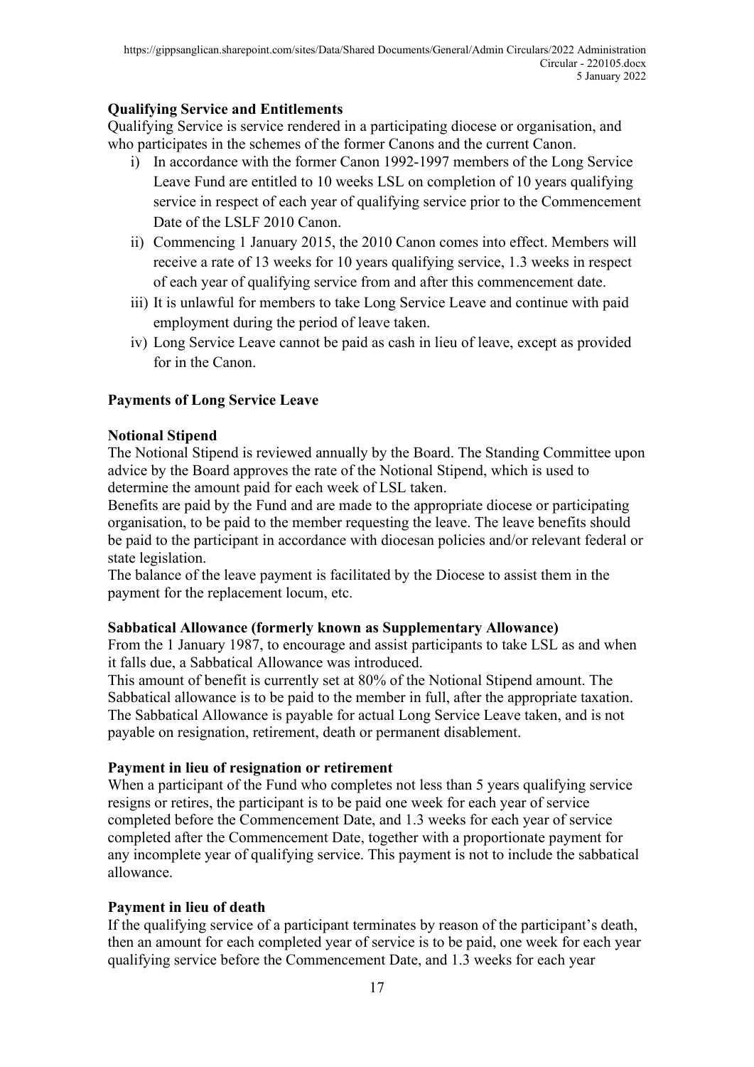**Qualifying Service and Entitlements**

Qualifying Service is service rendered in a participating diocese or organisation, and who participates in the schemes of the former Canons and the current Canon.

i) In accordance with the former Canon 1992-1997 members of the Long Service Leave Fund are entitled to 10 weeks LSL on completion of 10 years qualifying service in respect of each year of qualifying service prior to the Commencement Date of the LSLF 2010 Canon.
ii) Commencing 1 January 2015, the 2010 Canon comes into effect. Members will receive a rate of 13 weeks for 10 years qualifying service, 1.3 weeks in respect of each year of qualifying service from and after this commencement date.
iii) It is unlawful for members to take Long Service Leave and continue with paid employment during the period of leave taken.
iv) Long Service Leave cannot be paid as cash in lieu of leave, except as provided for in the Canon.

**Payments of Long Service Leave**

**Notional Stipend**

The Notional Stipend is reviewed annually by the Board. The Standing Committee upon advice by the Board approves the rate of the Notional Stipend, which is used to determine the amount paid for each week of LSL taken.

Benefits are paid by the Fund and are made to the appropriate diocese or participating organisation, to be paid to the member requesting the leave. The leave benefits should be paid to the participant in accordance with diocesan policies and/or relevant federal or state legislation.

The balance of the leave payment is facilitated by the Diocese to assist them in the payment for the replacement locum, etc.

**Sabbatical Allowance (formerly known as Supplementary Allowance)**

From the 1 January 1987, to encourage and assist participants to take LSL as and when it falls due, a Sabbatical Allowance was introduced.

This amount of benefit is currently set at 80% of the Notional Stipend amount. The Sabbatical allowance is to be paid to the member in full, after the appropriate taxation. The Sabbatical Allowance is payable for actual Long Service Leave taken, and is not payable on resignation, retirement, death or permanent disablement.

**Payment in lieu of resignation or retirement**

When a participant of the Fund who completes not less than 5 years qualifying service resigns or retires, the participant is to be paid one week for each year of service completed before the Commencement Date, and 1.3 weeks for each year of service completed after the Commencement Date, together with a proportionate payment for any incomplete year of qualifying service. This payment is not to include the sabbatical allowance.

**Payment in lieu of death**

If the qualifying service of a participant terminates by reason of the participant's death, then an amount for each completed year of service is to be paid, one week for each year qualifying service before the Commencement Date, and 1.3 weeks for each year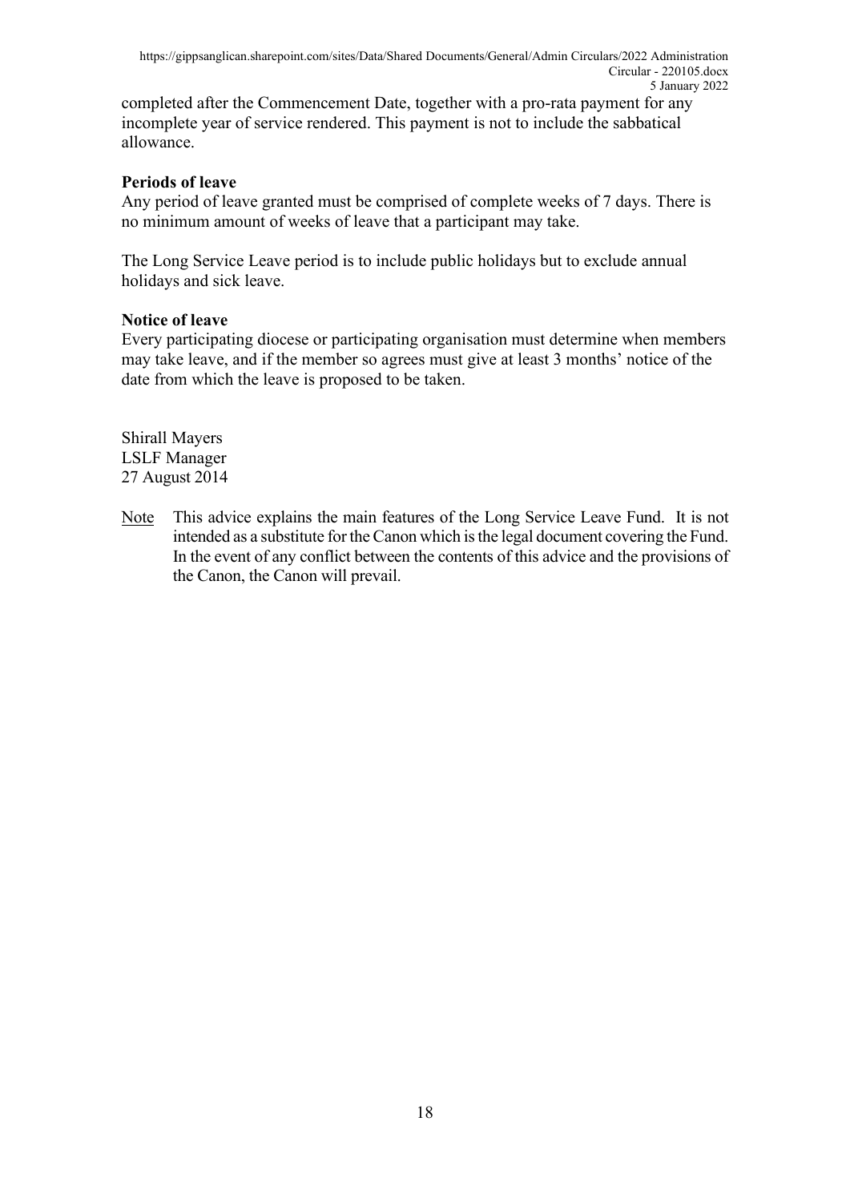completed after the Commencement Date, together with a pro-rata payment for any incomplete year of service rendered. This payment is not to include the sabbatical allowance.

**Periods of leave**

Any period of leave granted must be comprised of complete weeks of 7 days. There is no minimum amount of weeks of leave that a participant may take.

The Long Service Leave period is to include public holidays but to exclude annual holidays and sick leave.

**Notice of leave**

Every participating diocese or participating organisation must determine when members may take leave, and if the member so agrees must give at least 3 months' notice of the date from which the leave is proposed to be taken.

Shirall Mayers
LSLF Manager
27 August 2014

Note This advice explains the main features of the Long Service Leave Fund. It is not intended as a substitute for the Canon which is the legal document covering the Fund. In the event of any conflict between the contents of this advice and the provisions of the Canon, the Canon will prevail.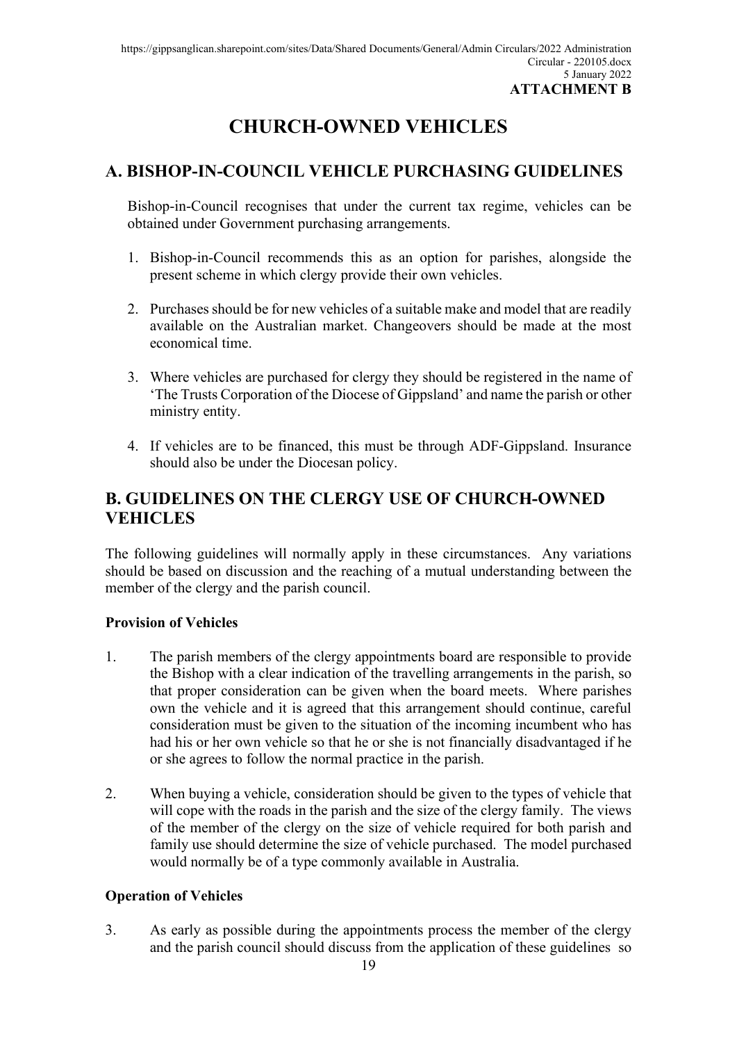ATTACHMENT B

# CHURCH-OWNED VEHICLES

## A. BISHOP-IN-COUNCIL VEHICLE PURCHASING GUIDELINES

Bishop-in-Council recognises that under the current tax regime, vehicles can be obtained under Government purchasing arrangements.

1. Bishop-in-Council recommends this as an option for parishes, alongside the present scheme in which clergy provide their own vehicles.

2. Purchases should be for new vehicles of a suitable make and model that are readily available on the Australian market. Changeovers should be made at the most economical time.

3. Where vehicles are purchased for clergy they should be registered in the name of 'The Trusts Corporation of the Diocese of Gippsland' and name the parish or other ministry entity.

4. If vehicles are to be financed, this must be through ADF-Gippsland. Insurance should also be under the Diocesan policy.

## B. GUIDELINES ON THE CLERGY USE OF CHURCH-OWNED VEHICLES

The following guidelines will normally apply in these circumstances. Any variations should be based on discussion and the reaching of a mutual understanding between the member of the clergy and the parish council.

**Provision of Vehicles**

1. The parish members of the clergy appointments board are responsible to provide the Bishop with a clear indication of the travelling arrangements in the parish, so that proper consideration can be given when the board meets. Where parishes own the vehicle and it is agreed that this arrangement should continue, careful consideration must be given to the situation of the incoming incumbent who has had his or her own vehicle so that he or she is not financially disadvantaged if he or she agrees to follow the normal practice in the parish.

2. When buying a vehicle, consideration should be given to the types of vehicle that will cope with the roads in the parish and the size of the clergy family. The views of the member of the clergy on the size of vehicle required for both parish and family use should determine the size of vehicle purchased. The model purchased would normally be of a type commonly available in Australia.

**Operation of Vehicles**

3. As early as possible during the appointments process the member of the clergy and the parish council should discuss from the application of these guidelines so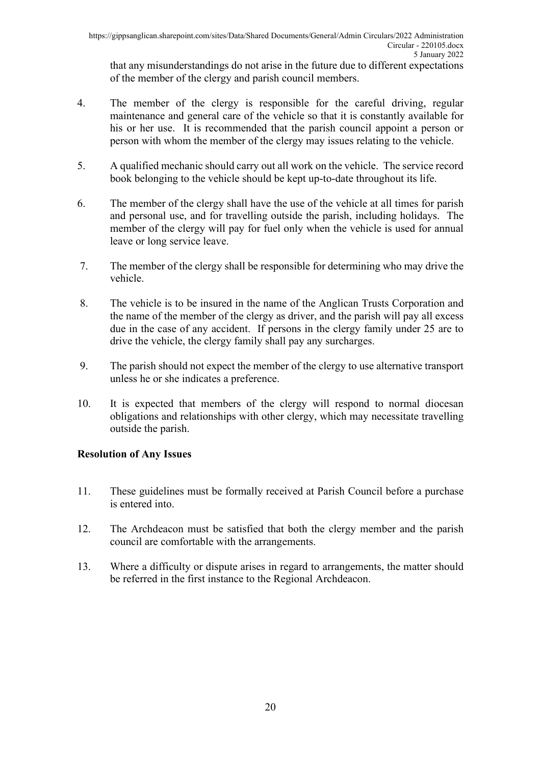that any misunderstandings do not arise in the future due to different expectations of the member of the clergy and parish council members.

4. The member of the clergy is responsible for the careful driving, regular maintenance and general care of the vehicle so that it is constantly available for his or her use. It is recommended that the parish council appoint a person or person with whom the member of the clergy may issues relating to the vehicle.

5. A qualified mechanic should carry out all work on the vehicle. The service record book belonging to the vehicle should be kept up-to-date throughout its life.

6. The member of the clergy shall have the use of the vehicle at all times for parish and personal use, and for travelling outside the parish, including holidays. The member of the clergy will pay for fuel only when the vehicle is used for annual leave or long service leave.

7. The member of the clergy shall be responsible for determining who may drive the vehicle.

8. The vehicle is to be insured in the name of the Anglican Trusts Corporation and the name of the member of the clergy as driver, and the parish will pay all excess due in the case of any accident. If persons in the clergy family under 25 are to drive the vehicle, the clergy family shall pay any surcharges.

9. The parish should not expect the member of the clergy to use alternative transport unless he or she indicates a preference.

10. It is expected that members of the clergy will respond to normal diocesan obligations and relationships with other clergy, which may necessitate travelling outside the parish.

**Resolution of Any Issues**

11. These guidelines must be formally received at Parish Council before a purchase is entered into.

12. The Archdeacon must be satisfied that both the clergy member and the parish council are comfortable with the arrangements.

13. Where a difficulty or dispute arises in regard to arrangements, the matter should be referred in the first instance to the Regional Archdeacon.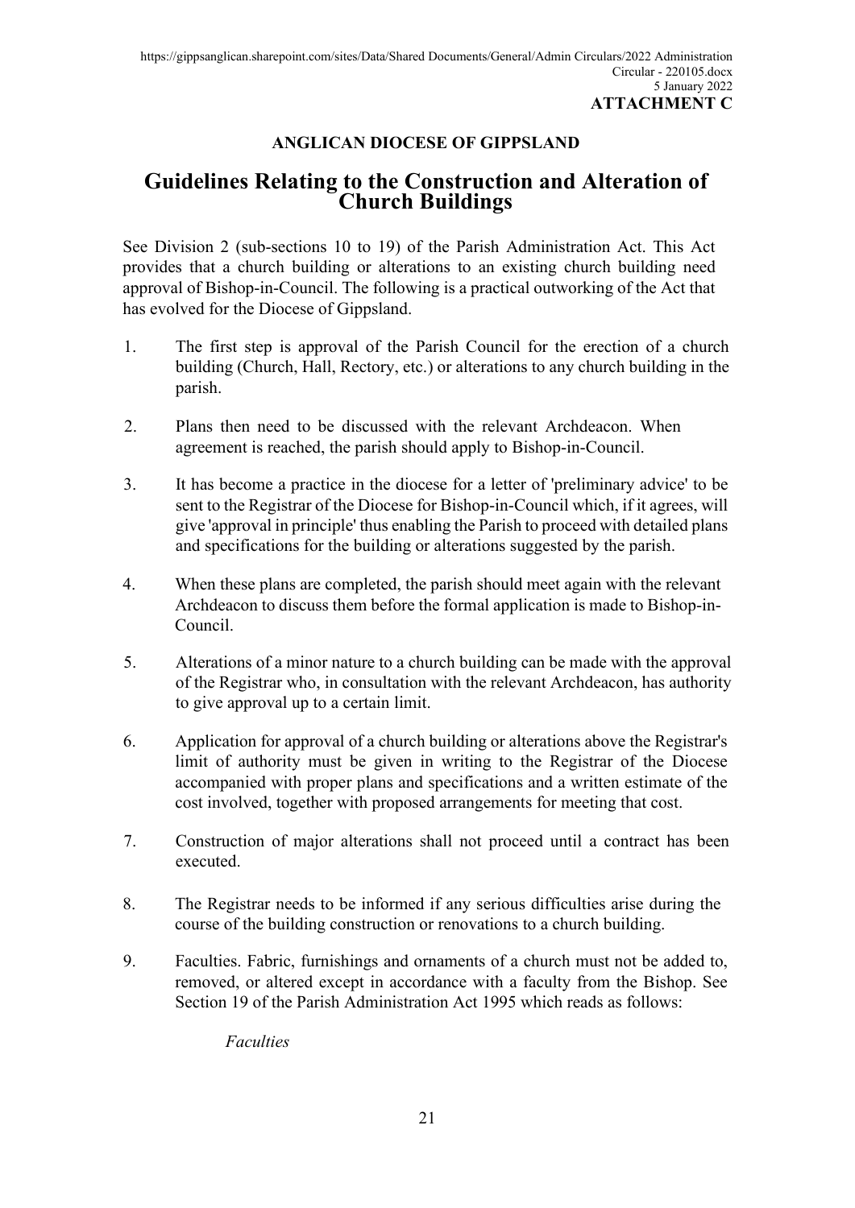**ATTACHMENT C**

**ANGLICAN DIOCESE OF GIPPSLAND**

# Guidelines Relating to the Construction and Alteration of Church Buildings

See Division 2 (sub-sections 10 to 19) of the Parish Administration Act. This Act provides that a church building or alterations to an existing church building need approval of Bishop-in-Council. The following is a practical outworking of the Act that has evolved for the Diocese of Gippsland.

1. The first step is approval of the Parish Council for the erection of a church building (Church, Hall, Rectory, etc.) or alterations to any church building in the parish.

2. Plans then need to be discussed with the relevant Archdeacon. When agreement is reached, the parish should apply to Bishop-in-Council.

3. It has become a practice in the diocese for a letter of 'preliminary advice' to be sent to the Registrar of the Diocese for Bishop-in-Council which, if it agrees, will give 'approval in principle' thus enabling the Parish to proceed with detailed plans and specifications for the building or alterations suggested by the parish.

4. When these plans are completed, the parish should meet again with the relevant Archdeacon to discuss them before the formal application is made to Bishop-in-Council.

5. Alterations of a minor nature to a church building can be made with the approval of the Registrar who, in consultation with the relevant Archdeacon, has authority to give approval up to a certain limit.

6. Application for approval of a church building or alterations above the Registrar's limit of authority must be given in writing to the Registrar of the Diocese accompanied with proper plans and specifications and a written estimate of the cost involved, together with proposed arrangements for meeting that cost.

7. Construction of major alterations shall not proceed until a contract has been executed.

8. The Registrar needs to be informed if any serious difficulties arise during the course of the building construction or renovations to a church building.

9. Faculties. Fabric, furnishings and ornaments of a church must not be added to, removed, or altered except in accordance with a faculty from the Bishop. See Section 19 of the Parish Administration Act 1995 which reads as follows:

    *Faculties*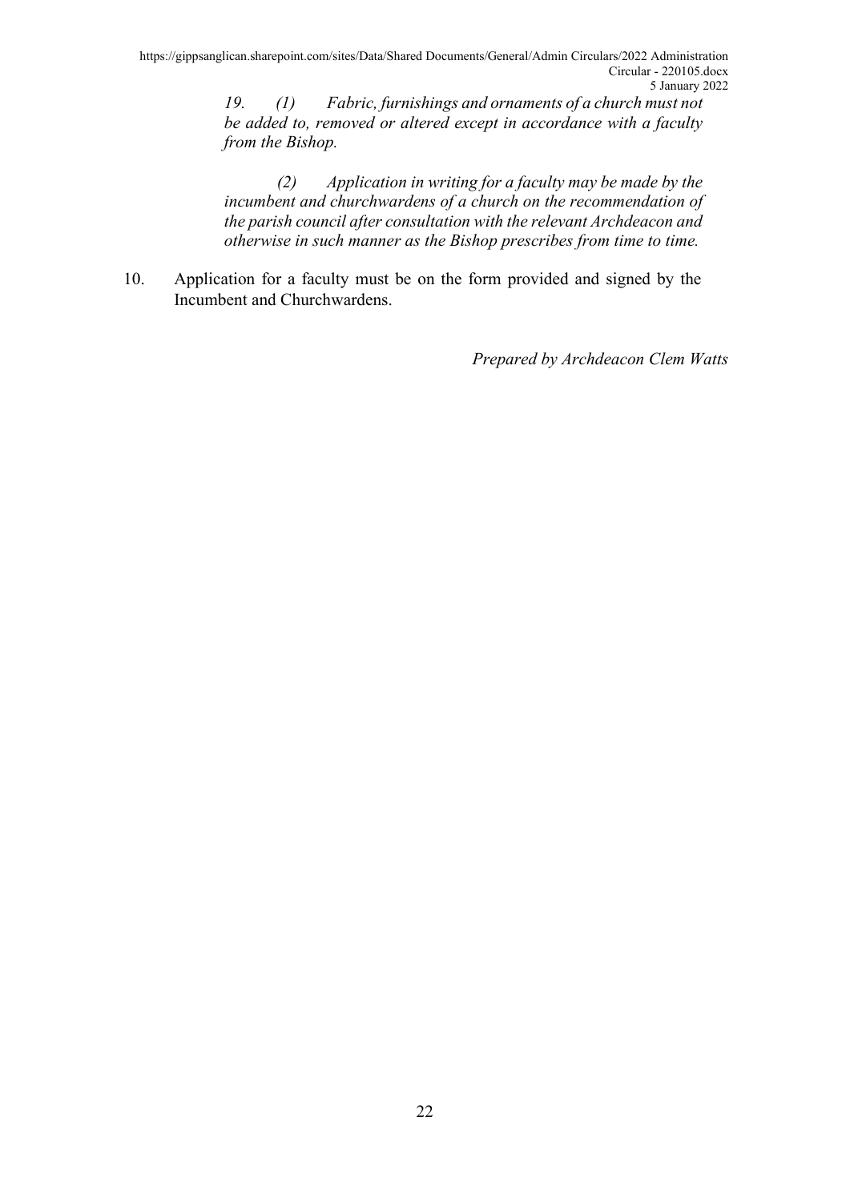*19. (1) Fabric, furnishings and ornaments of a church must not be added to, removed or altered except in accordance with a faculty from the Bishop.*

*(2) Application in writing for a faculty may be made by the incumbent and churchwardens of a church on the recommendation of the parish council after consultation with the relevant Archdeacon and otherwise in such manner as the Bishop prescribes from time to time.*

10. Application for a faculty must be on the form provided and signed by the Incumbent and Churchwardens.

*Prepared by Archdeacon Clem Watts*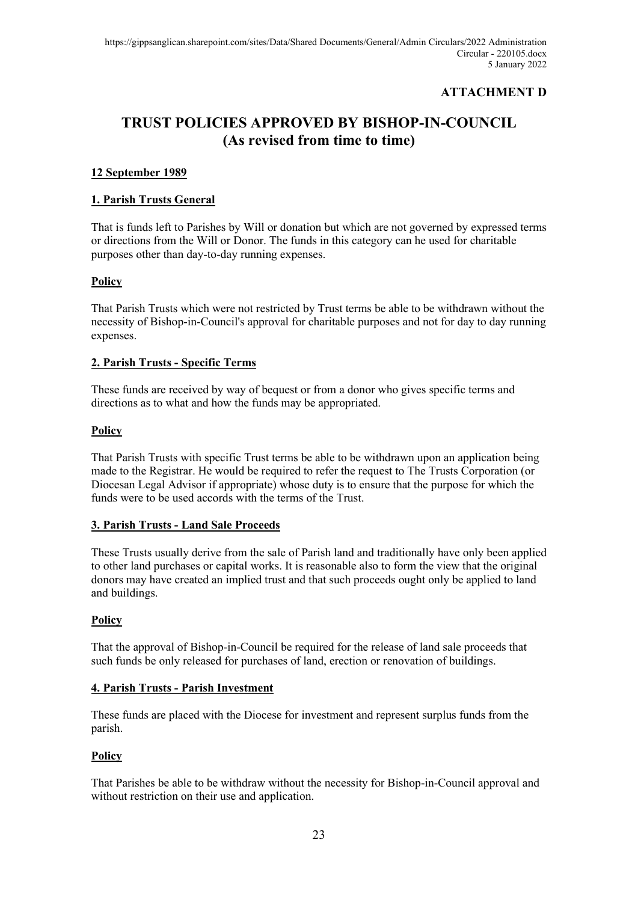**ATTACHMENT D**

# TRUST POLICIES APPROVED BY BISHOP-IN-COUNCIL (As revised from time to time)

**12 September 1989**

## 1. Parish Trusts General

That is funds left to Parishes by Will or donation but which are not governed by expressed terms or directions from the Will or Donor. The funds in this category can he used for charitable purposes other than day-to-day running expenses.

### Policy

That Parish Trusts which were not restricted by Trust terms be able to be withdrawn without the necessity of Bishop-in-Council's approval for charitable purposes and not for day to day running expenses.

## 2. Parish Trusts - Specific Terms

These funds are received by way of bequest or from a donor who gives specific terms and directions as to what and how the funds may be appropriated.

### Policy

That Parish Trusts with specific Trust terms be able to be withdrawn upon an application being made to the Registrar. He would be required to refer the request to The Trusts Corporation (or Diocesan Legal Advisor if appropriate) whose duty is to ensure that the purpose for which the funds were to be used accords with the terms of the Trust.

## 3. Parish Trusts - Land Sale Proceeds

These Trusts usually derive from the sale of Parish land and traditionally have only been applied to other land purchases or capital works. It is reasonable also to form the view that the original donors may have created an implied trust and that such proceeds ought only be applied to land and buildings.

### Policy

That the approval of Bishop-in-Council be required for the release of land sale proceeds that such funds be only released for purchases of land, erection or renovation of buildings.

## 4. Parish Trusts - Parish Investment

These funds are placed with the Diocese for investment and represent surplus funds from the parish.

### Policy

That Parishes be able to be withdraw without the necessity for Bishop-in-Council approval and without restriction on their use and application.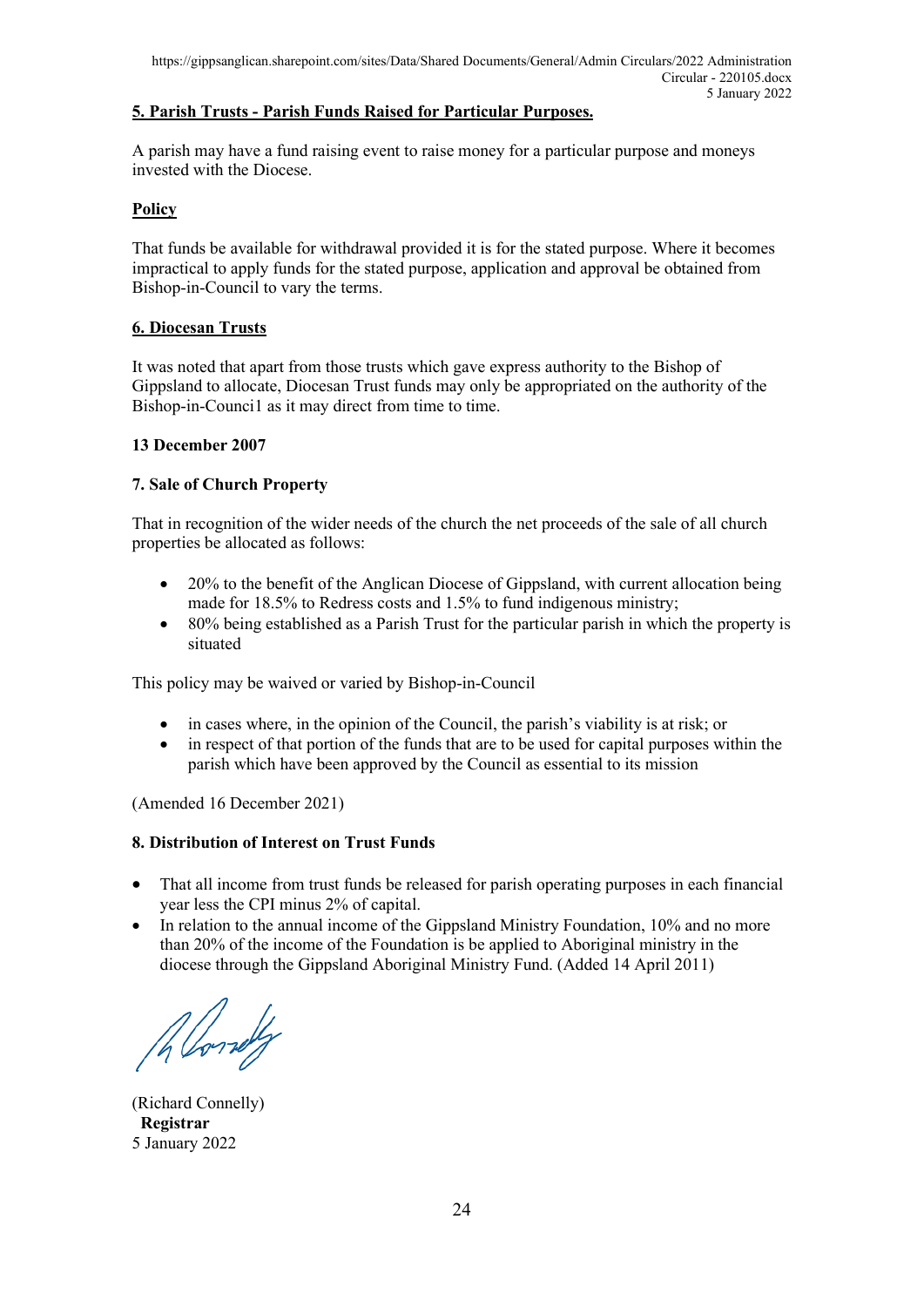**5. Parish Trusts - Parish Funds Raised for Particular Purposes.**

A parish may have a fund raising event to raise money for a particular purpose and moneys invested with the Diocese.

**Policy**

That funds be available for withdrawal provided it is for the stated purpose. Where it becomes impractical to apply funds for the stated purpose, application and approval be obtained from Bishop-in-Council to vary the terms.

**6. Diocesan Trusts**

It was noted that apart from those trusts which gave express authority to the Bishop of Gippsland to allocate, Diocesan Trust funds may only be appropriated on the authority of the Bishop-in-Counci1 as it may direct from time to time.

**13 December 2007**

**7. Sale of Church Property**

That in recognition of the wider needs of the church the net proceeds of the sale of all church properties be allocated as follows:

- 20% to the benefit of the Anglican Diocese of Gippsland, with current allocation being made for 18.5% to Redress costs and 1.5% to fund indigenous ministry;
- 80% being established as a Parish Trust for the particular parish in which the property is situated

This policy may be waived or varied by Bishop-in-Council

- in cases where, in the opinion of the Council, the parish's viability is at risk; or
- in respect of that portion of the funds that are to be used for capital purposes within the parish which have been approved by the Council as essential to its mission

(Amended 16 December 2021)

**8. Distribution of Interest on Trust Funds**

- That all income from trust funds be released for parish operating purposes in each financial year less the CPI minus 2% of capital.
- In relation to the annual income of the Gippsland Ministry Foundation, 10% and no more than 20% of the income of the Foundation is be applied to Aboriginal ministry in the diocese through the Gippsland Aboriginal Ministry Fund. (Added 14 April 2011)

(Richard Connelly)
**Registrar**
5 January 2022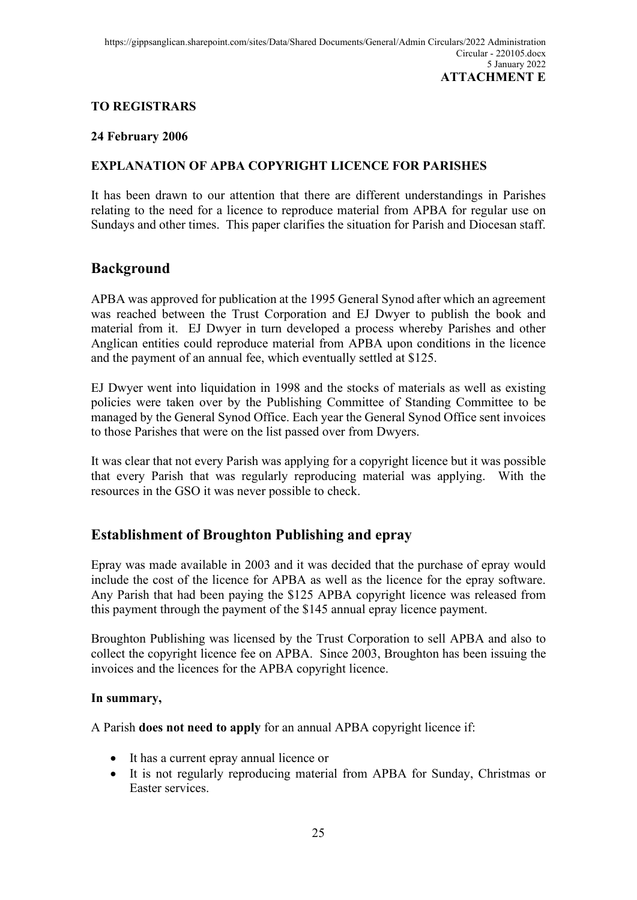**ATTACHMENT E**

**TO REGISTRARS**

**24 February 2006**

**EXPLANATION OF APBA COPYRIGHT LICENCE FOR PARISHES**

It has been drawn to our attention that there are different understandings in Parishes relating to the need for a licence to reproduce material from APBA for regular use on Sundays and other times. This paper clarifies the situation for Parish and Diocesan staff.

## Background

APBA was approved for publication at the 1995 General Synod after which an agreement was reached between the Trust Corporation and EJ Dwyer to publish the book and material from it. EJ Dwyer in turn developed a process whereby Parishes and other Anglican entities could reproduce material from APBA upon conditions in the licence and the payment of an annual fee, which eventually settled at $125.

EJ Dwyer went into liquidation in 1998 and the stocks of materials as well as existing policies were taken over by the Publishing Committee of Standing Committee to be managed by the General Synod Office. Each year the General Synod Office sent invoices to those Parishes that were on the list passed over from Dwyers.

It was clear that not every Parish was applying for a copyright licence but it was possible that every Parish that was regularly reproducing material was applying. With the resources in the GSO it was never possible to check.

## Establishment of Broughton Publishing and epray

Epray was made available in 2003 and it was decided that the purchase of epray would include the cost of the licence for APBA as well as the licence for the epray software. Any Parish that had been paying the $125 APBA copyright licence was released from this payment through the payment of the $145 annual epray licence payment.

Broughton Publishing was licensed by the Trust Corporation to sell APBA and also to collect the copyright licence fee on APBA. Since 2003, Broughton has been issuing the invoices and the licences for the APBA copyright licence.

**In summary,**

A Parish **does not need to apply** for an annual APBA copyright licence if:

- It has a current epray annual licence or
- It is not regularly reproducing material from APBA for Sunday, Christmas or Easter services.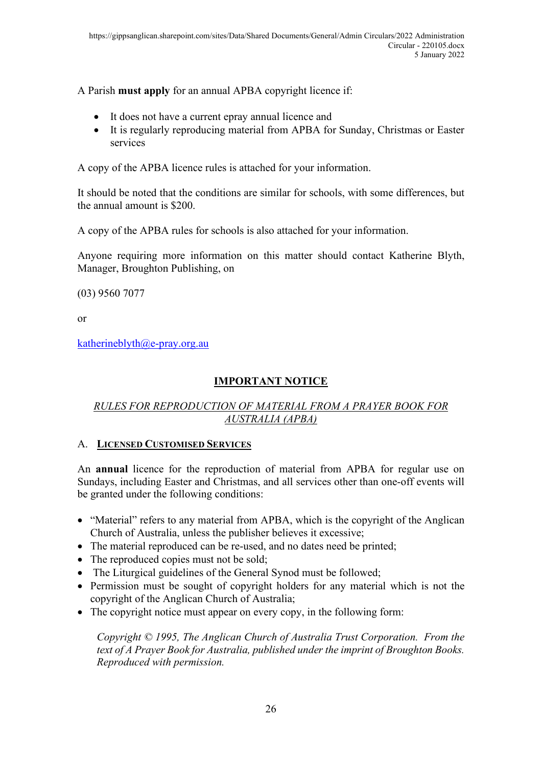A Parish **must apply** for an annual APBA copyright licence if:

- It does not have a current epray annual licence and
- It is regularly reproducing material from APBA for Sunday, Christmas or Easter services

A copy of the APBA licence rules is attached for your information.

It should be noted that the conditions are similar for schools, with some differences, but the annual amount is $200.

A copy of the APBA rules for schools is also attached for your information.

Anyone requiring more information on this matter should contact Katherine Blyth, Manager, Broughton Publishing, on

(03) 9560 7077

or

katherineblyth@e-pray.org.au

## IMPORTANT NOTICE

### *RULES FOR REPRODUCTION OF MATERIAL FROM A PRAYER BOOK FOR AUSTRALIA (APBA)*

#### A. LICENSED CUSTOMISED SERVICES

An **annual** licence for the reproduction of material from APBA for regular use on Sundays, including Easter and Christmas, and all services other than one-off events will be granted under the following conditions:

- "Material" refers to any material from APBA, which is the copyright of the Anglican Church of Australia, unless the publisher believes it excessive;
- The material reproduced can be re-used, and no dates need be printed;
- The reproduced copies must not be sold;
- The Liturgical guidelines of the General Synod must be followed;
- Permission must be sought of copyright holders for any material which is not the copyright of the Anglican Church of Australia;
- The copyright notice must appear on every copy, in the following form:

  *Copyright © 1995, The Anglican Church of Australia Trust Corporation. From the text of A Prayer Book for Australia, published under the imprint of Broughton Books. Reproduced with permission.*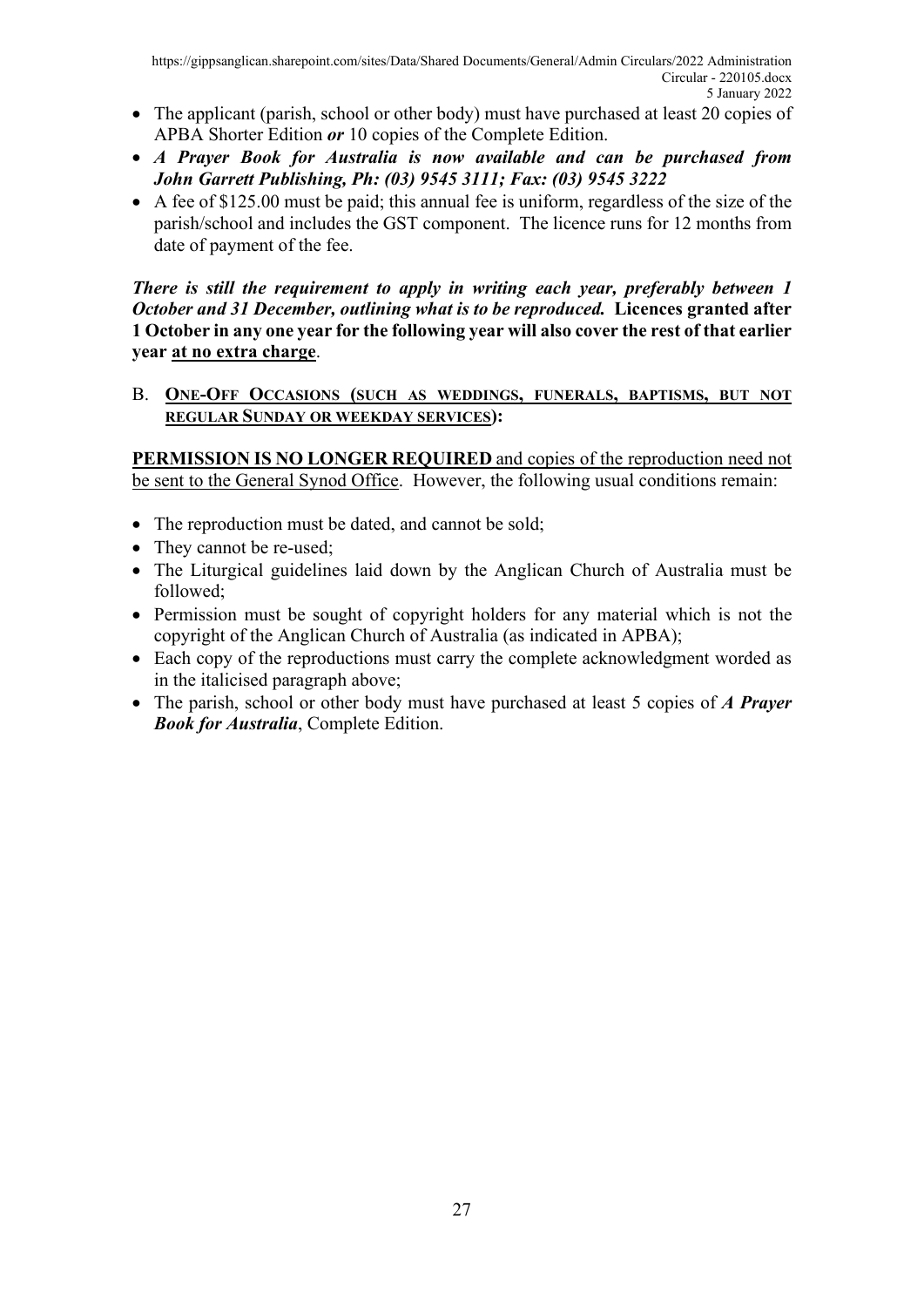- The applicant (parish, school or other body) must have purchased at least 20 copies of APBA Shorter Edition ***or*** 10 copies of the Complete Edition.
- ***A Prayer Book for Australia is now available and can be purchased from John Garrett Publishing, Ph: (03) 9545 3111; Fax: (03) 9545 3222***
- A fee of $125.00 must be paid; this annual fee is uniform, regardless of the size of the parish/school and includes the GST component. The licence runs for 12 months from date of payment of the fee.

***There is still the requirement to apply in writing each year, preferably between 1 October and 31 December, outlining what is to be reproduced.*** **Licences granted after 1 October in any one year for the following year will also cover the rest of that earlier year <u>at no extra charge</u>**.

B. **<u>ONE-OFF OCCASIONS (SUCH AS WEDDINGS, FUNERALS, BAPTISMS, BUT NOT REGULAR SUNDAY OR WEEKDAY SERVICES)</u>:**

<u>**PERMISSION IS NO LONGER REQUIRED** and copies of the reproduction need not be sent to the General Synod Office</u>. However, the following usual conditions remain:

- The reproduction must be dated, and cannot be sold;
- They cannot be re-used;
- The Liturgical guidelines laid down by the Anglican Church of Australia must be followed;
- Permission must be sought of copyright holders for any material which is not the copyright of the Anglican Church of Australia (as indicated in APBA);
- Each copy of the reproductions must carry the complete acknowledgment worded as in the italicised paragraph above;
- The parish, school or other body must have purchased at least 5 copies of ***A Prayer Book for Australia***, Complete Edition.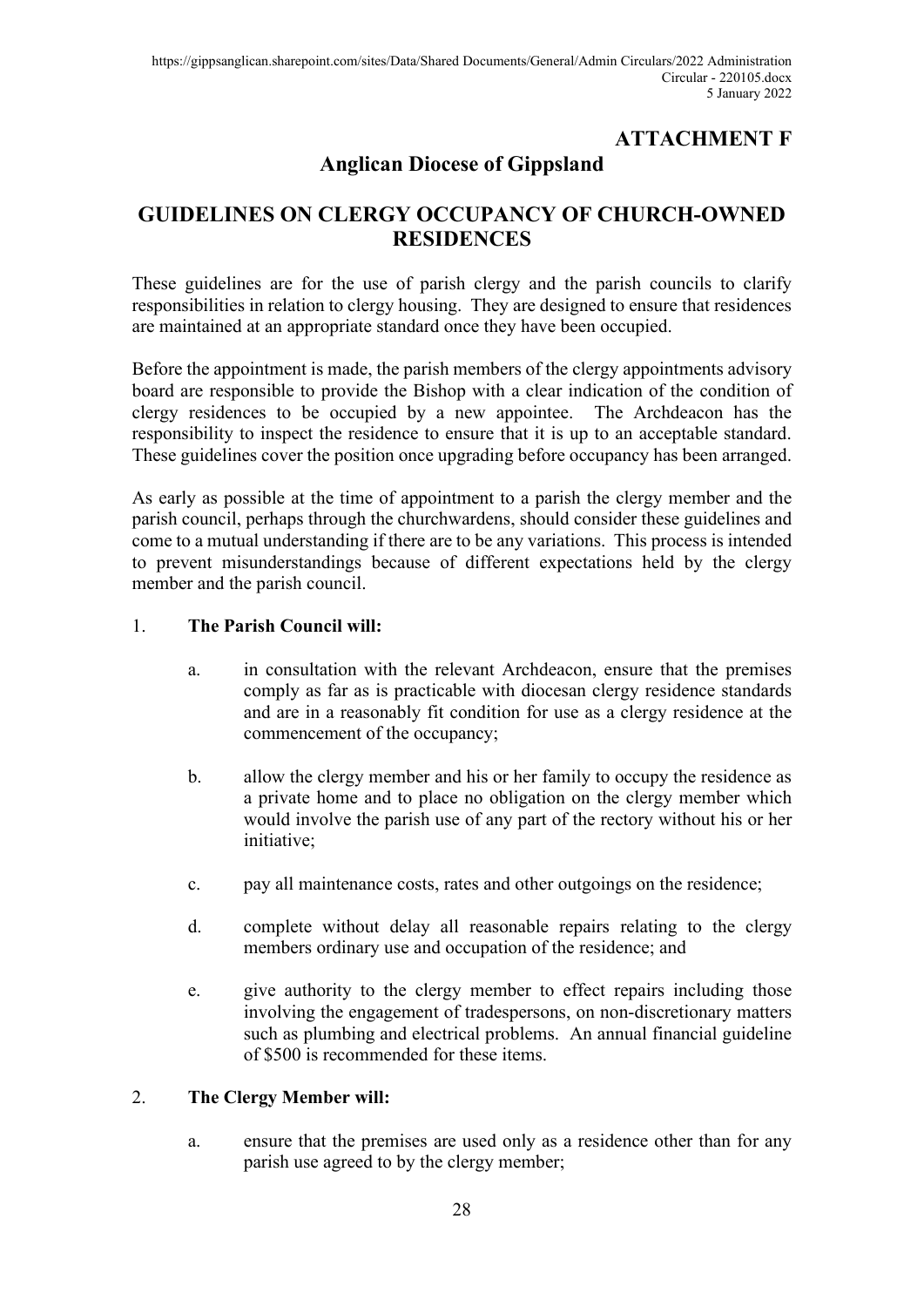**ATTACHMENT F**

# Anglican Diocese of Gippsland

## GUIDELINES ON CLERGY OCCUPANCY OF CHURCH-OWNED RESIDENCES

These guidelines are for the use of parish clergy and the parish councils to clarify responsibilities in relation to clergy housing. They are designed to ensure that residences are maintained at an appropriate standard once they have been occupied.

Before the appointment is made, the parish members of the clergy appointments advisory board are responsible to provide the Bishop with a clear indication of the condition of clergy residences to be occupied by a new appointee. The Archdeacon has the responsibility to inspect the residence to ensure that it is up to an acceptable standard. These guidelines cover the position once upgrading before occupancy has been arranged.

As early as possible at the time of appointment to a parish the clergy member and the parish council, perhaps through the churchwardens, should consider these guidelines and come to a mutual understanding if there are to be any variations. This process is intended to prevent misunderstandings because of different expectations held by the clergy member and the parish council.

1. **The Parish Council will:**

   a. in consultation with the relevant Archdeacon, ensure that the premises comply as far as is practicable with diocesan clergy residence standards and are in a reasonably fit condition for use as a clergy residence at the commencement of the occupancy;

   b. allow the clergy member and his or her family to occupy the residence as a private home and to place no obligation on the clergy member which would involve the parish use of any part of the rectory without his or her initiative;

   c. pay all maintenance costs, rates and other outgoings on the residence;

   d. complete without delay all reasonable repairs relating to the clergy members ordinary use and occupation of the residence; and

   e. give authority to the clergy member to effect repairs including those involving the engagement of tradespersons, on non-discretionary matters such as plumbing and electrical problems. An annual financial guideline of $500 is recommended for these items.

2. **The Clergy Member will:**

   a. ensure that the premises are used only as a residence other than for any parish use agreed to by the clergy member;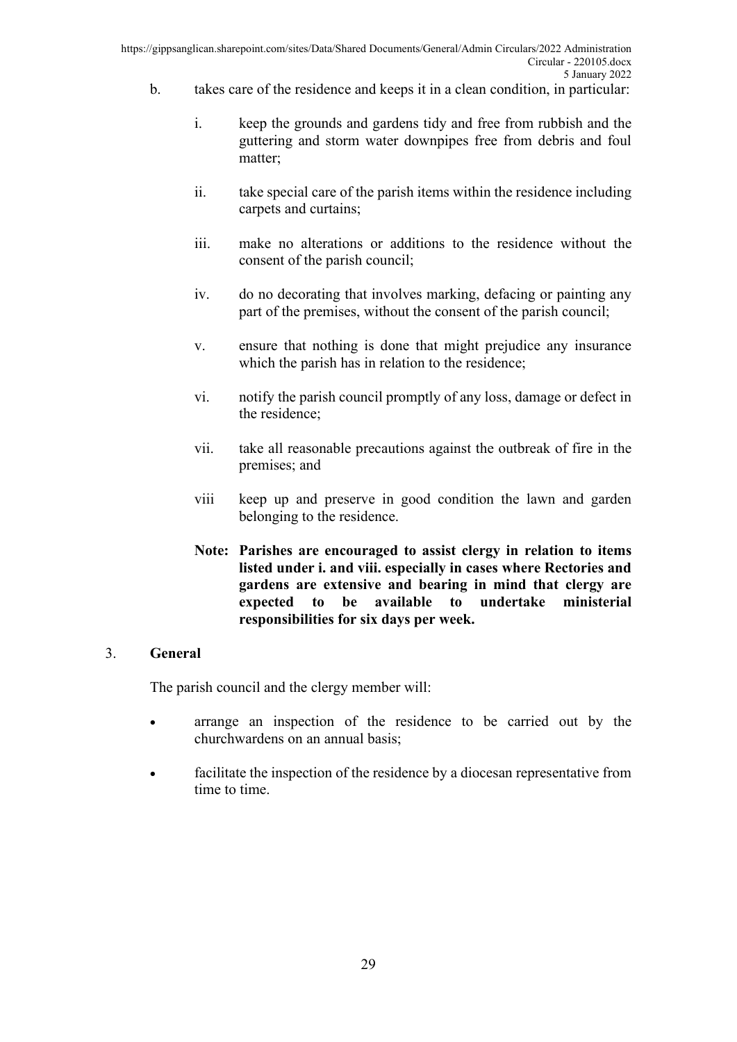b. takes care of the residence and keeps it in a clean condition, in particular:

   i. keep the grounds and gardens tidy and free from rubbish and the guttering and storm water downpipes free from debris and foul matter;

   ii. take special care of the parish items within the residence including carpets and curtains;

   iii. make no alterations or additions to the residence without the consent of the parish council;

   iv. do no decorating that involves marking, defacing or painting any part of the premises, without the consent of the parish council;

   v. ensure that nothing is done that might prejudice any insurance which the parish has in relation to the residence;

   vi. notify the parish council promptly of any loss, damage or defect in the residence;

   vii. take all reasonable precautions against the outbreak of fire in the premises; and

   viii keep up and preserve in good condition the lawn and garden belonging to the residence.

   **Note: Parishes are encouraged to assist clergy in relation to items listed under i. and viii. especially in cases where Rectories and gardens are extensive and bearing in mind that clergy are expected to be available to undertake ministerial responsibilities for six days per week.**

3. **General**

The parish council and the clergy member will:

- arrange an inspection of the residence to be carried out by the churchwardens on an annual basis;
- facilitate the inspection of the residence by a diocesan representative from time to time.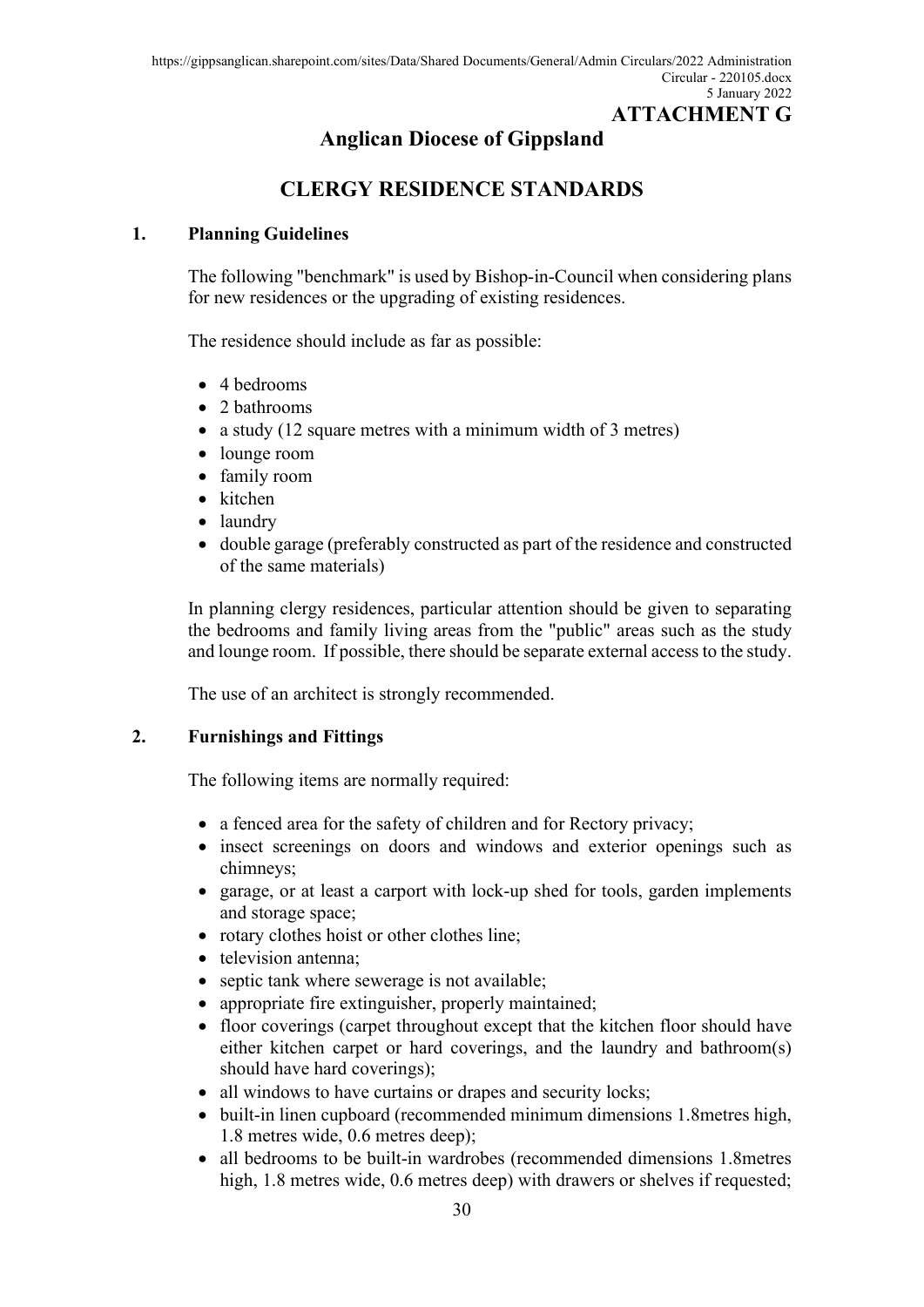**ATTACHMENT G**

# Anglican Diocese of Gippsland

## CLERGY RESIDENCE STANDARDS

### 1. Planning Guidelines

The following "benchmark" is used by Bishop-in-Council when considering plans for new residences or the upgrading of existing residences.

The residence should include as far as possible:

- 4 bedrooms
- 2 bathrooms
- a study (12 square metres with a minimum width of 3 metres)
- lounge room
- family room
- kitchen
- laundry
- double garage (preferably constructed as part of the residence and constructed of the same materials)

In planning clergy residences, particular attention should be given to separating the bedrooms and family living areas from the "public" areas such as the study and lounge room. If possible, there should be separate external access to the study.

The use of an architect is strongly recommended.

### 2. Furnishings and Fittings

The following items are normally required:

- a fenced area for the safety of children and for Rectory privacy;
- insect screenings on doors and windows and exterior openings such as chimneys;
- garage, or at least a carport with lock-up shed for tools, garden implements and storage space;
- rotary clothes hoist or other clothes line;
- television antenna;
- septic tank where sewerage is not available;
- appropriate fire extinguisher, properly maintained;
- floor coverings (carpet throughout except that the kitchen floor should have either kitchen carpet or hard coverings, and the laundry and bathroom(s) should have hard coverings);
- all windows to have curtains or drapes and security locks;
- built-in linen cupboard (recommended minimum dimensions 1.8metres high, 1.8 metres wide, 0.6 metres deep);
- all bedrooms to be built-in wardrobes (recommended dimensions 1.8metres high, 1.8 metres wide, 0.6 metres deep) with drawers or shelves if requested;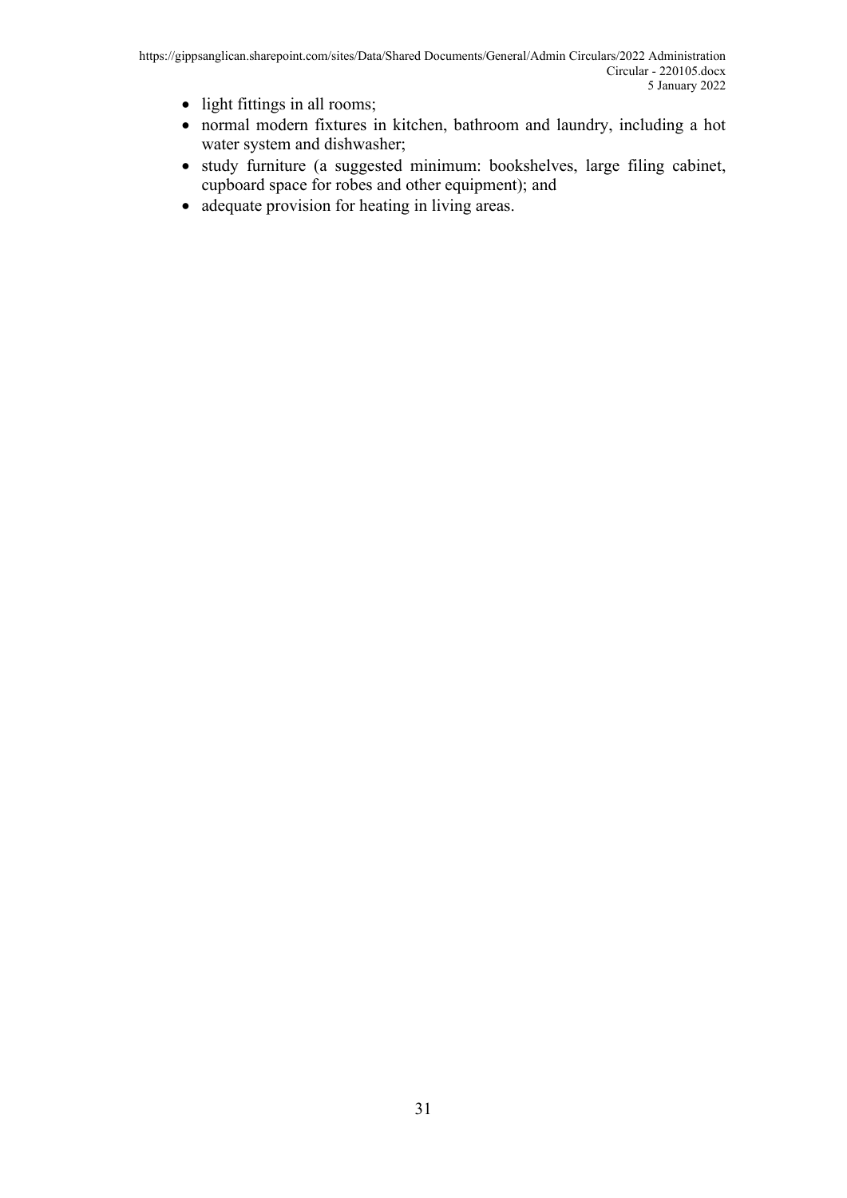- light fittings in all rooms;
- normal modern fixtures in kitchen, bathroom and laundry, including a hot water system and dishwasher;
- study furniture (a suggested minimum: bookshelves, large filing cabinet, cupboard space for robes and other equipment); and
- adequate provision for heating in living areas.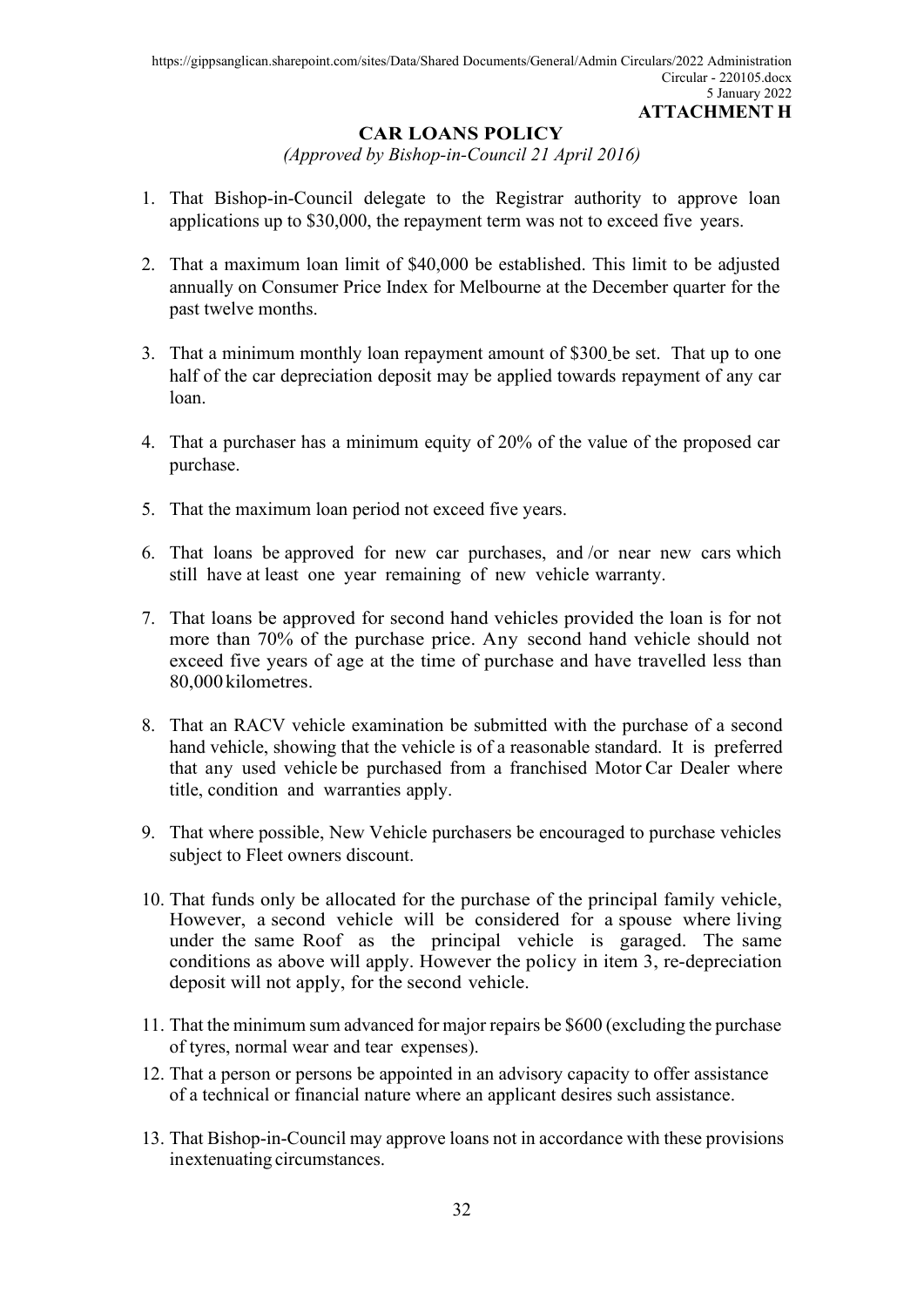**ATTACHMENT H**

# CAR LOANS POLICY

*(Approved by Bishop-in-Council 21 April 2016)*

1. That Bishop-in-Council delegate to the Registrar authority to approve loan applications up to $30,000, the repayment term was not to exceed five years.

2. That a maximum loan limit of $40,000 be established. This limit to be adjusted annually on Consumer Price Index for Melbourne at the December quarter for the past twelve months.

3. That a minimum monthly loan repayment amount of $300 be set. That up to one half of the car depreciation deposit may be applied towards repayment of any car loan.

4. That a purchaser has a minimum equity of 20% of the value of the proposed car purchase.

5. That the maximum loan period not exceed five years.

6. That loans be approved for new car purchases, and /or near new cars which still have at least one year remaining of new vehicle warranty.

7. That loans be approved for second hand vehicles provided the loan is for not more than 70% of the purchase price. Any second hand vehicle should not exceed five years of age at the time of purchase and have travelled less than 80,000 kilometres.

8. That an RACV vehicle examination be submitted with the purchase of a second hand vehicle, showing that the vehicle is of a reasonable standard. It is preferred that any used vehicle be purchased from a franchised Motor Car Dealer where title, condition and warranties apply.

9. That where possible, New Vehicle purchasers be encouraged to purchase vehicles subject to Fleet owners discount.

10. That funds only be allocated for the purchase of the principal family vehicle, However, a second vehicle will be considered for a spouse where living under the same Roof as the principal vehicle is garaged. The same conditions as above will apply. However the policy in item 3, re-depreciation deposit will not apply, for the second vehicle.

11. That the minimum sum advanced for major repairs be $600 (excluding the purchase of tyres, normal wear and tear expenses).

12. That a person or persons be appointed in an advisory capacity to offer assistance of a technical or financial nature where an applicant desires such assistance.

13. That Bishop-in-Council may approve loans not in accordance with these provisions in extenuating circumstances.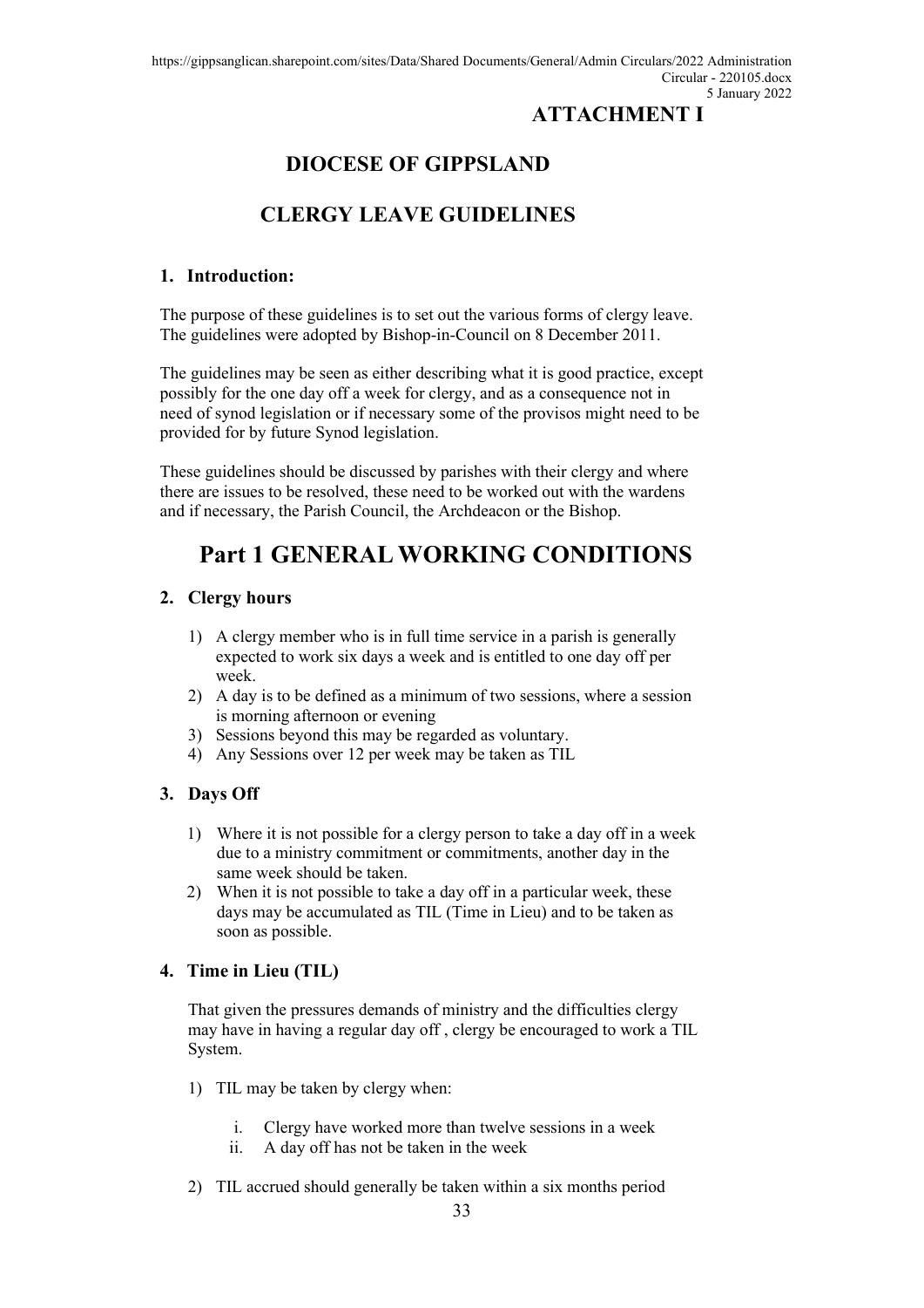# ATTACHMENT I

# DIOCESE OF GIPPSLAND

# CLERGY LEAVE GUIDELINES

### 1. Introduction:

The purpose of these guidelines is to set out the various forms of clergy leave. The guidelines were adopted by Bishop-in-Council on 8 December 2011.

The guidelines may be seen as either describing what it is good practice, except possibly for the one day off a week for clergy, and as a consequence not in need of synod legislation or if necessary some of the provisos might need to be provided for by future Synod legislation.

These guidelines should be discussed by parishes with their clergy and where there are issues to be resolved, these need to be worked out with the wardens and if necessary, the Parish Council, the Archdeacon or the Bishop.

## Part 1 GENERAL WORKING CONDITIONS

### 2. Clergy hours

1) A clergy member who is in full time service in a parish is generally expected to work six days a week and is entitled to one day off per week.
2) A day is to be defined as a minimum of two sessions, where a session is morning afternoon or evening
3) Sessions beyond this may be regarded as voluntary.
4) Any Sessions over 12 per week may be taken as TIL

### 3. Days Off

1) Where it is not possible for a clergy person to take a day off in a week due to a ministry commitment or commitments, another day in the same week should be taken.
2) When it is not possible to take a day off in a particular week, these days may be accumulated as TIL (Time in Lieu) and to be taken as soon as possible.

### 4. Time in Lieu (TIL)

That given the pressures demands of ministry and the difficulties clergy may have in having a regular day off , clergy be encouraged to work a TIL System.

1) TIL may be taken by clergy when:
   i. Clergy have worked more than twelve sessions in a week
   ii. A day off has not be taken in the week
2) TIL accrued should generally be taken within a six months period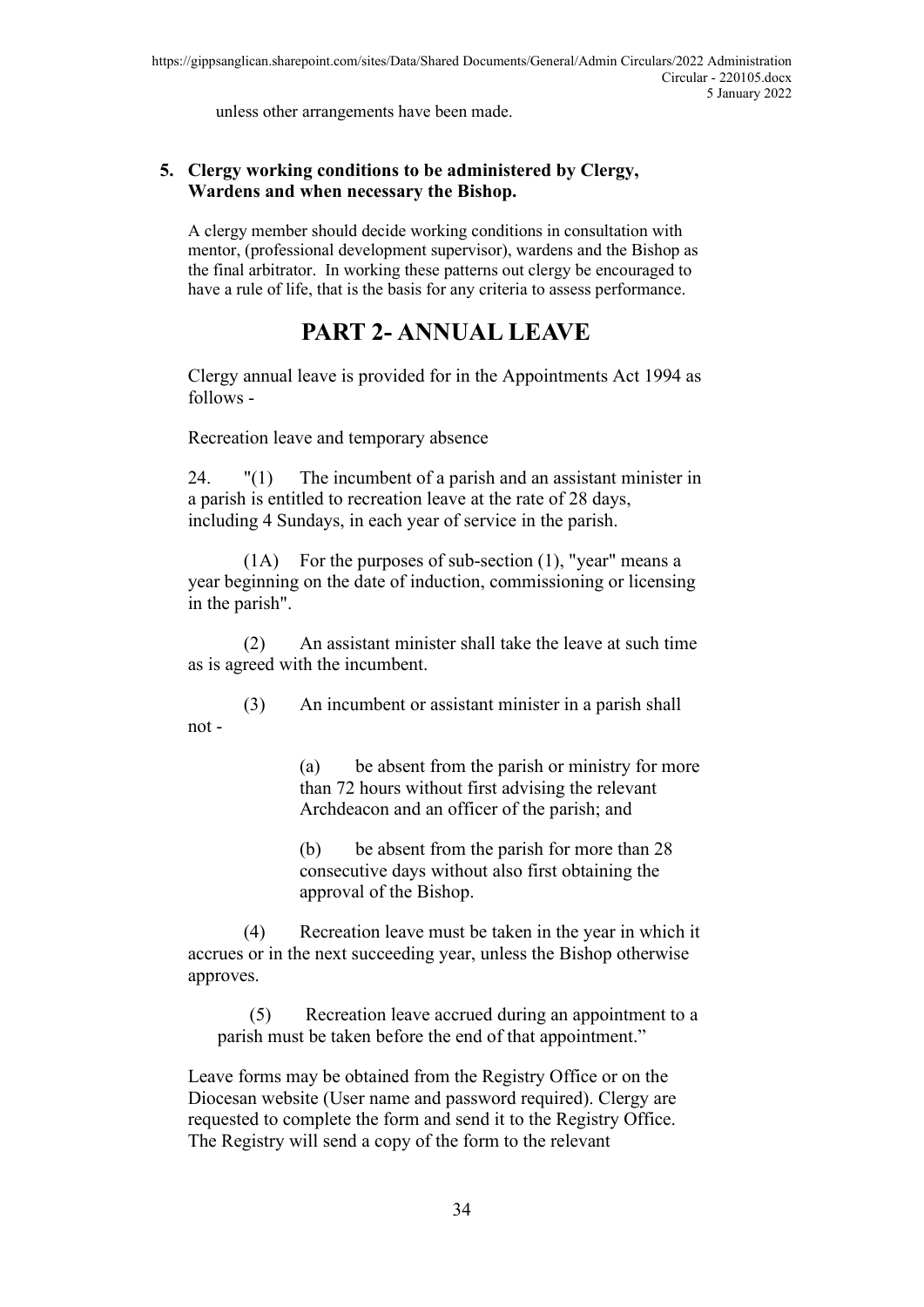unless other arrangements have been made.

**5. Clergy working conditions to be administered by Clergy, Wardens and when necessary the Bishop.**

A clergy member should decide working conditions in consultation with mentor, (professional development supervisor), wardens and the Bishop as the final arbitrator. In working these patterns out clergy be encouraged to have a rule of life, that is the basis for any criteria to assess performance.

# PART 2- ANNUAL LEAVE

Clergy annual leave is provided for in the Appointments Act 1994 as follows -

Recreation leave and temporary absence

24. "(1) The incumbent of a parish and an assistant minister in a parish is entitled to recreation leave at the rate of 28 days, including 4 Sundays, in each year of service in the parish.

(1A) For the purposes of sub-section (1), "year" means a year beginning on the date of induction, commissioning or licensing in the parish".

(2) An assistant minister shall take the leave at such time as is agreed with the incumbent.

(3) An incumbent or assistant minister in a parish shall not -

(a) be absent from the parish or ministry for more than 72 hours without first advising the relevant Archdeacon and an officer of the parish; and

(b) be absent from the parish for more than 28 consecutive days without also first obtaining the approval of the Bishop.

(4) Recreation leave must be taken in the year in which it accrues or in the next succeeding year, unless the Bishop otherwise approves.

(5) Recreation leave accrued during an appointment to a parish must be taken before the end of that appointment."

Leave forms may be obtained from the Registry Office or on the Diocesan website (User name and password required). Clergy are requested to complete the form and send it to the Registry Office. The Registry will send a copy of the form to the relevant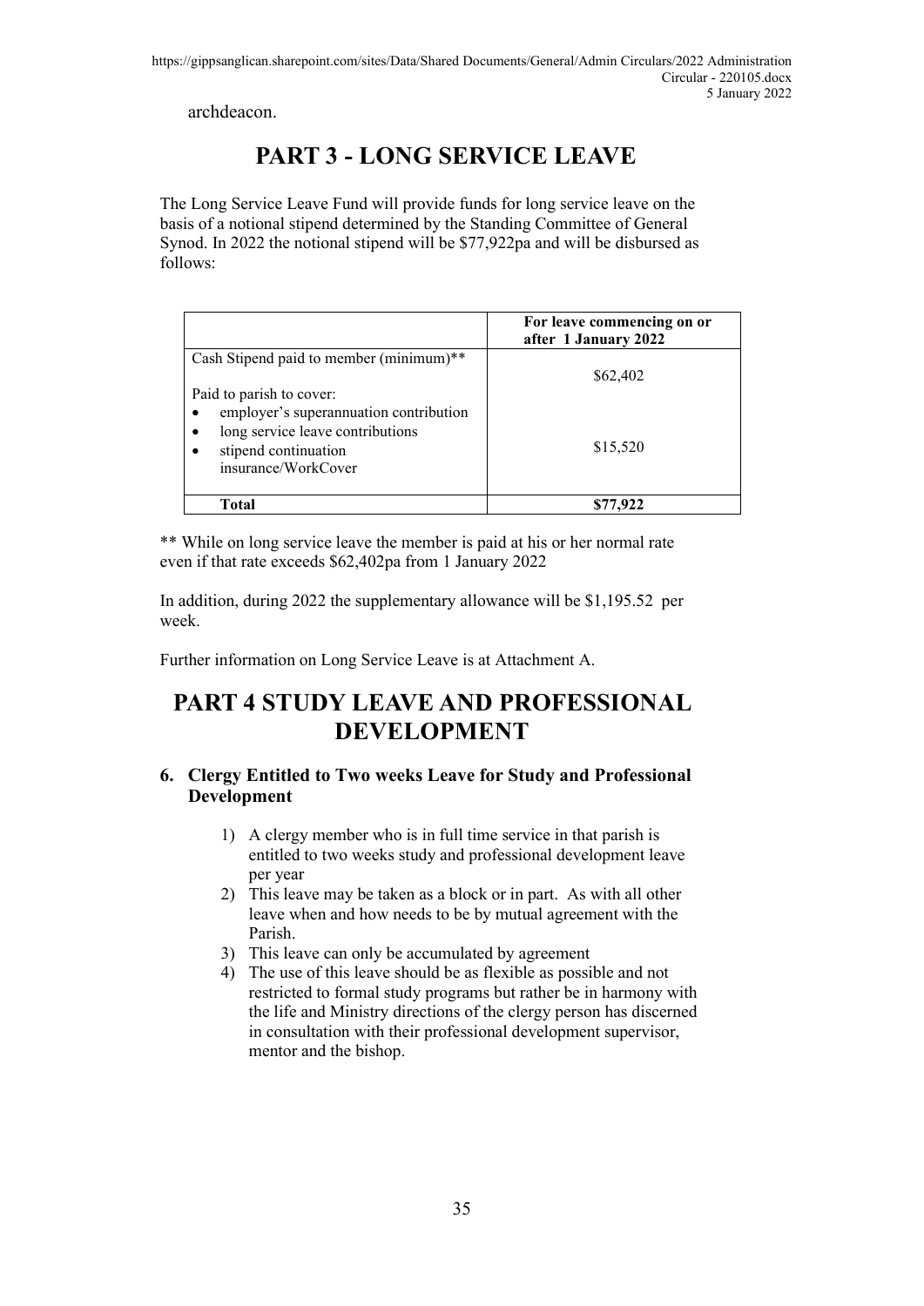archdeacon.

# PART 3 - LONG SERVICE LEAVE

The Long Service Leave Fund will provide funds for long service leave on the basis of a notional stipend determined by the Standing Committee of General Synod. In 2022 the notional stipend will be $77,922pa and will be disbursed as follows:

| | **For leave commencing on or after 1 January 2022** |
|---|---|
| Cash Stipend paid to member (minimum)** | $62,402 |
| Paid to parish to cover:<br>• employer's superannuation contribution<br>• long service leave contributions<br>• stipend continuation insurance/WorkCover | $15,520 |
| **Total** | **$77,922** |

** While on long service leave the member is paid at his or her normal rate even if that rate exceeds $62,402pa from 1 January 2022

In addition, during 2022 the supplementary allowance will be $1,195.52 per week.

Further information on Long Service Leave is at Attachment A.

# PART 4 STUDY LEAVE AND PROFESSIONAL DEVELOPMENT

### 6. Clergy Entitled to Two weeks Leave for Study and Professional Development

1) A clergy member who is in full time service in that parish is entitled to two weeks study and professional development leave per year
2) This leave may be taken as a block or in part. As with all other leave when and how needs to be by mutual agreement with the Parish.
3) This leave can only be accumulated by agreement
4) The use of this leave should be as flexible as possible and not restricted to formal study programs but rather be in harmony with the life and Ministry directions of the clergy person has discerned in consultation with their professional development supervisor, mentor and the bishop.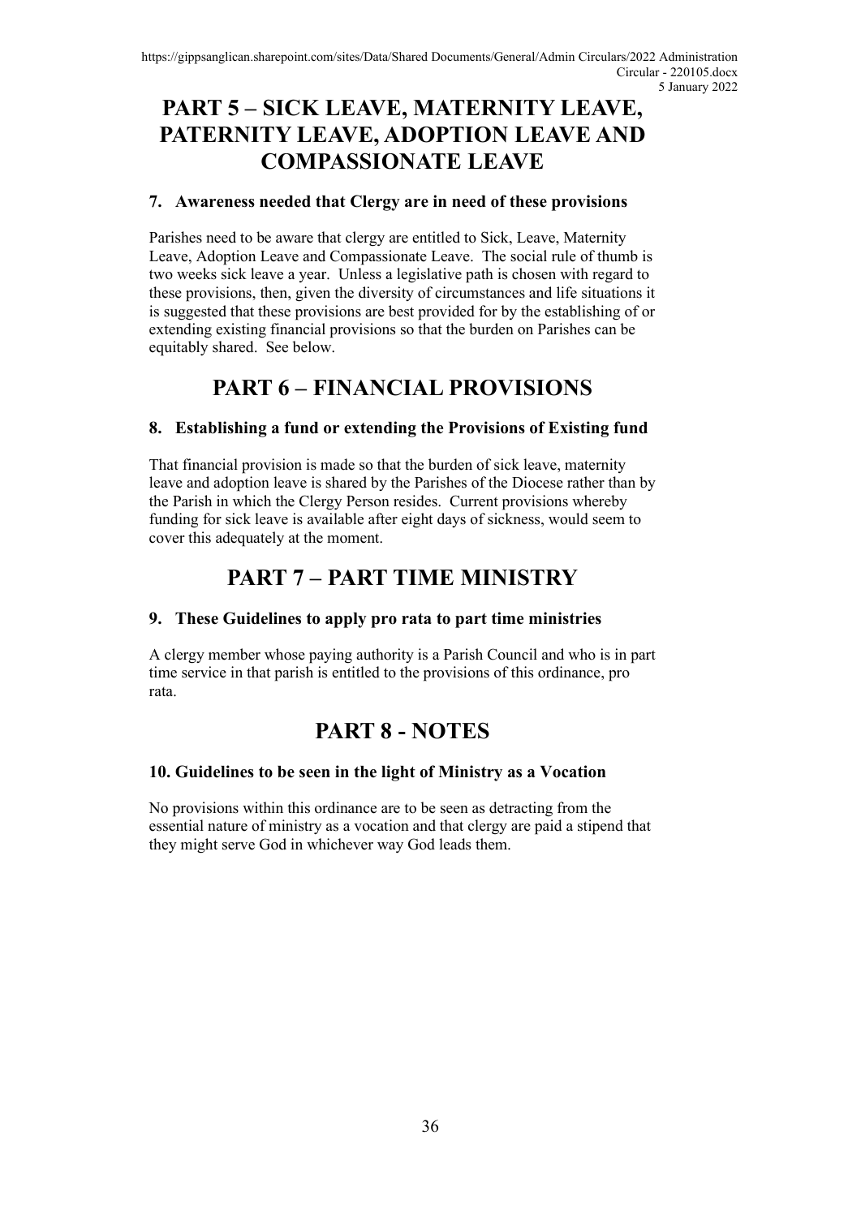# PART 5 – SICK LEAVE, MATERNITY LEAVE, PATERNITY LEAVE, ADOPTION LEAVE AND COMPASSIONATE LEAVE

### 7. Awareness needed that Clergy are in need of these provisions

Parishes need to be aware that clergy are entitled to Sick, Leave, Maternity Leave, Adoption Leave and Compassionate Leave. The social rule of thumb is two weeks sick leave a year. Unless a legislative path is chosen with regard to these provisions, then, given the diversity of circumstances and life situations it is suggested that these provisions are best provided for by the establishing of or extending existing financial provisions so that the burden on Parishes can be equitably shared. See below.

# PART 6 – FINANCIAL PROVISIONS

### 8. Establishing a fund or extending the Provisions of Existing fund

That financial provision is made so that the burden of sick leave, maternity leave and adoption leave is shared by the Parishes of the Diocese rather than by the Parish in which the Clergy Person resides. Current provisions whereby funding for sick leave is available after eight days of sickness, would seem to cover this adequately at the moment.

# PART 7 – PART TIME MINISTRY

### 9. These Guidelines to apply pro rata to part time ministries

A clergy member whose paying authority is a Parish Council and who is in part time service in that parish is entitled to the provisions of this ordinance, pro rata.

# PART 8 - NOTES

### 10. Guidelines to be seen in the light of Ministry as a Vocation

No provisions within this ordinance are to be seen as detracting from the essential nature of ministry as a vocation and that clergy are paid a stipend that they might serve God in whichever way God leads them.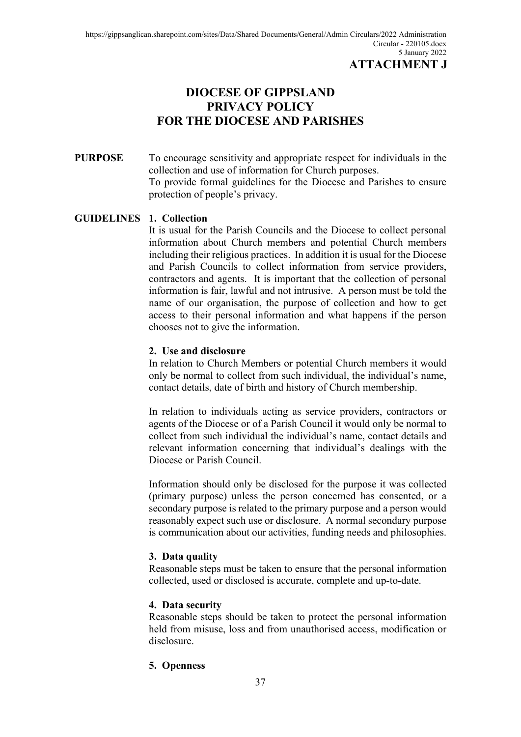**ATTACHMENT J**

# DIOCESE OF GIPPSLAND PRIVACY POLICY FOR THE DIOCESE AND PARISHES

**PURPOSE**

To encourage sensitivity and appropriate respect for individuals in the collection and use of information for Church purposes.

To provide formal guidelines for the Diocese and Parishes to ensure protection of people's privacy.

**GUIDELINES**

**1. Collection**

It is usual for the Parish Councils and the Diocese to collect personal information about Church members and potential Church members including their religious practices. In addition it is usual for the Diocese and Parish Councils to collect information from service providers, contractors and agents. It is important that the collection of personal information is fair, lawful and not intrusive. A person must be told the name of our organisation, the purpose of collection and how to get access to their personal information and what happens if the person chooses not to give the information.

**2. Use and disclosure**

In relation to Church Members or potential Church members it would only be normal to collect from such individual, the individual's name, contact details, date of birth and history of Church membership.

In relation to individuals acting as service providers, contractors or agents of the Diocese or of a Parish Council it would only be normal to collect from such individual the individual's name, contact details and relevant information concerning that individual's dealings with the Diocese or Parish Council.

Information should only be disclosed for the purpose it was collected (primary purpose) unless the person concerned has consented, or a secondary purpose is related to the primary purpose and a person would reasonably expect such use or disclosure. A normal secondary purpose is communication about our activities, funding needs and philosophies.

**3. Data quality**

Reasonable steps must be taken to ensure that the personal information collected, used or disclosed is accurate, complete and up-to-date.

**4. Data security**

Reasonable steps should be taken to protect the personal information held from misuse, loss and from unauthorised access, modification or disclosure.

**5. Openness**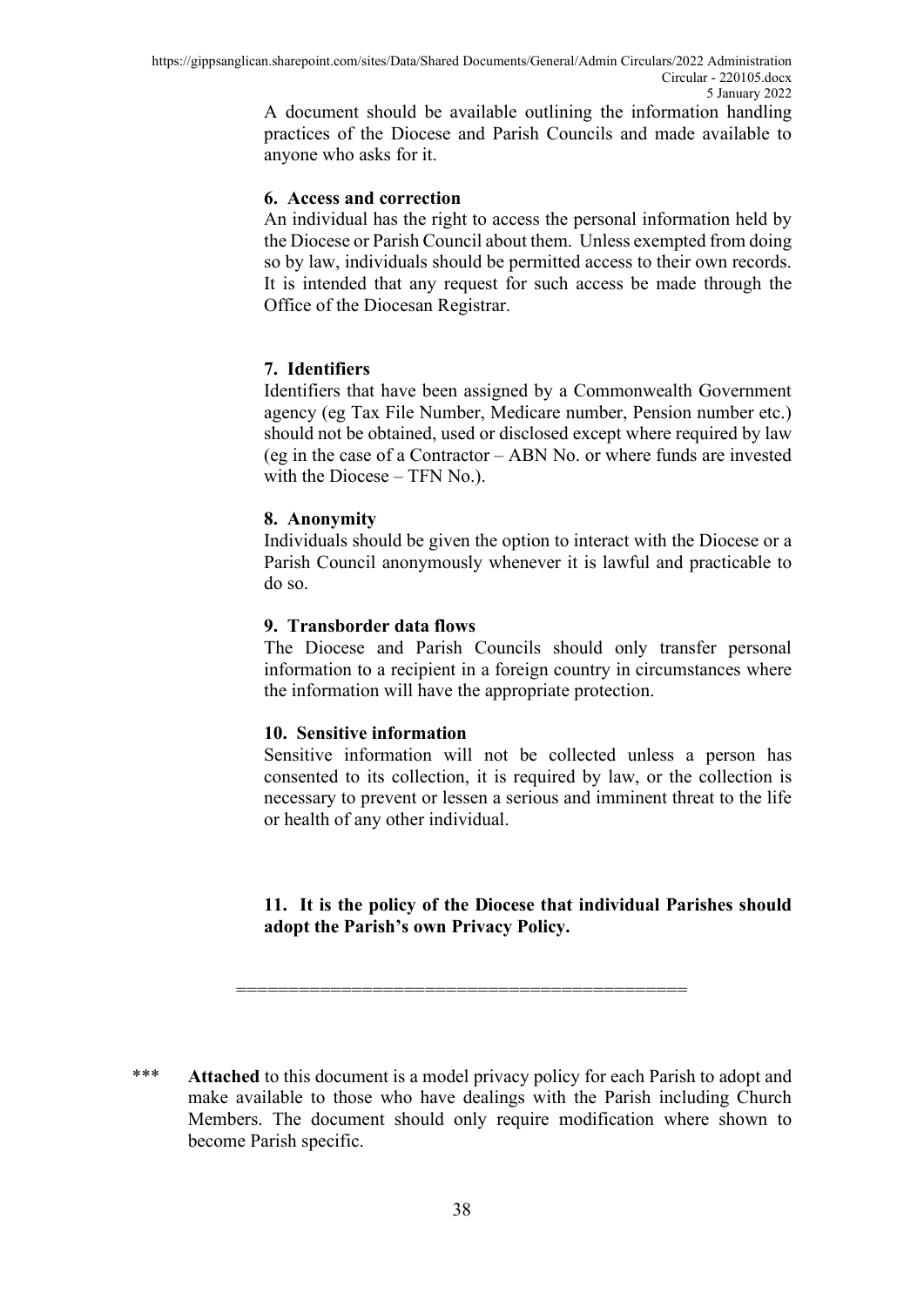A document should be available outlining the information handling practices of the Diocese and Parish Councils and made available to anyone who asks for it.

**6. Access and correction**

An individual has the right to access the personal information held by the Diocese or Parish Council about them. Unless exempted from doing so by law, individuals should be permitted access to their own records. It is intended that any request for such access be made through the Office of the Diocesan Registrar.

**7. Identifiers**

Identifiers that have been assigned by a Commonwealth Government agency (eg Tax File Number, Medicare number, Pension number etc.) should not be obtained, used or disclosed except where required by law (eg in the case of a Contractor – ABN No. or where funds are invested with the Diocese – TFN No.).

**8. Anonymity**

Individuals should be given the option to interact with the Diocese or a Parish Council anonymously whenever it is lawful and practicable to do so.

**9. Transborder data flows**

The Diocese and Parish Councils should only transfer personal information to a recipient in a foreign country in circumstances where the information will have the appropriate protection.

**10. Sensitive information**

Sensitive information will not be collected unless a person has consented to its collection, it is required by law, or the collection is necessary to prevent or lessen a serious and imminent threat to the life or health of any other individual.

**11. It is the policy of the Diocese that individual Parishes should adopt the Parish's own Privacy Policy.**

==========================================

*** **Attached** to this document is a model privacy policy for each Parish to adopt and make available to those who have dealings with the Parish including Church Members. The document should only require modification where shown to become Parish specific.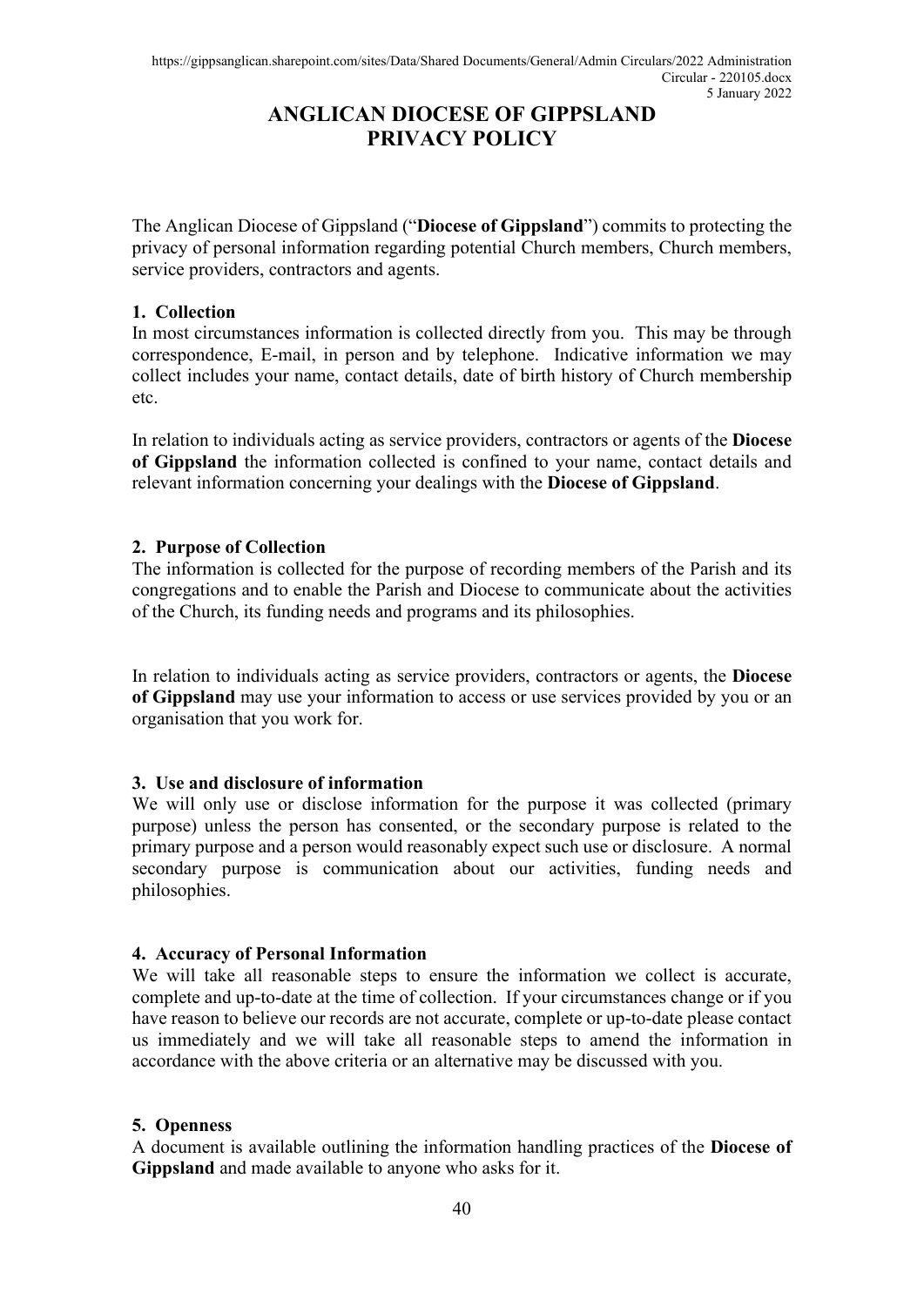# ANGLICAN DIOCESE OF GIPPSLAND
# PRIVACY POLICY

The Anglican Diocese of Gippsland ("**Diocese of Gippsland**") commits to protecting the privacy of personal information regarding potential Church members, Church members, service providers, contractors and agents.

**1. Collection**
In most circumstances information is collected directly from you. This may be through correspondence, E-mail, in person and by telephone. Indicative information we may collect includes your name, contact details, date of birth history of Church membership etc.

In relation to individuals acting as service providers, contractors or agents of the **Diocese of Gippsland** the information collected is confined to your name, contact details and relevant information concerning your dealings with the **Diocese of Gippsland**.

**2. Purpose of Collection**
The information is collected for the purpose of recording members of the Parish and its congregations and to enable the Parish and Diocese to communicate about the activities of the Church, its funding needs and programs and its philosophies.

In relation to individuals acting as service providers, contractors or agents, the **Diocese of Gippsland** may use your information to access or use services provided by you or an organisation that you work for.

**3. Use and disclosure of information**
We will only use or disclose information for the purpose it was collected (primary purpose) unless the person has consented, or the secondary purpose is related to the primary purpose and a person would reasonably expect such use or disclosure. A normal secondary purpose is communication about our activities, funding needs and philosophies.

**4. Accuracy of Personal Information**
We will take all reasonable steps to ensure the information we collect is accurate, complete and up-to-date at the time of collection. If your circumstances change or if you have reason to believe our records are not accurate, complete or up-to-date please contact us immediately and we will take all reasonable steps to amend the information in accordance with the above criteria or an alternative may be discussed with you.

**5. Openness**
A document is available outlining the information handling practices of the **Diocese of Gippsland** and made available to anyone who asks for it.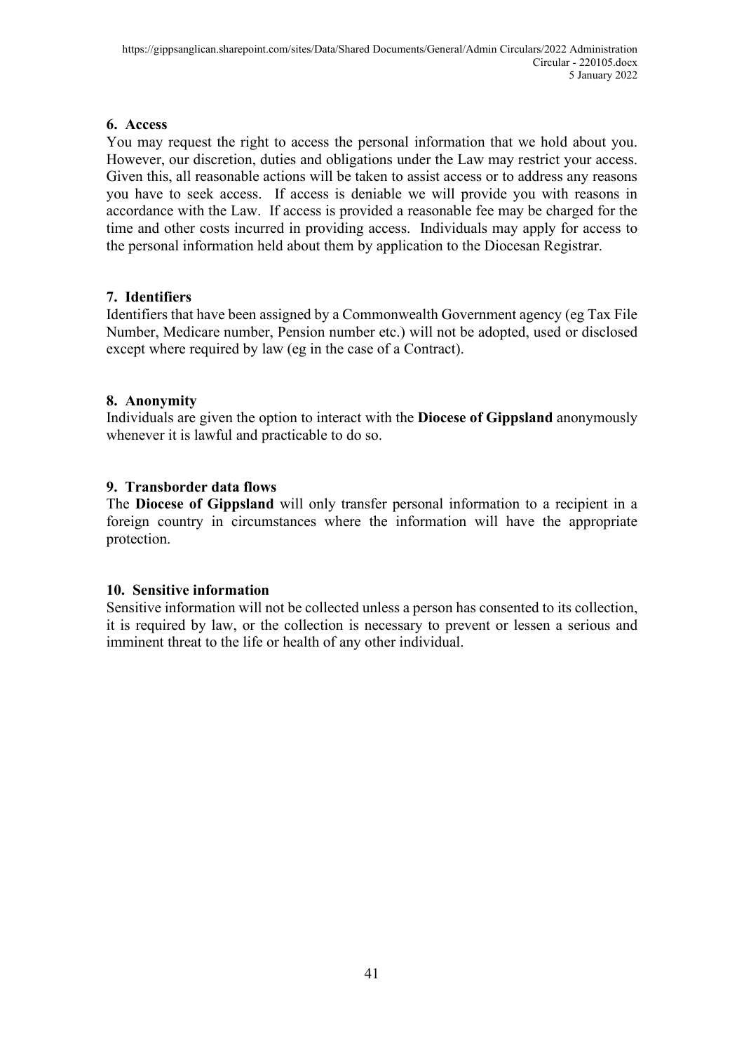### 6. Access

You may request the right to access the personal information that we hold about you. However, our discretion, duties and obligations under the Law may restrict your access. Given this, all reasonable actions will be taken to assist access or to address any reasons you have to seek access. If access is deniable we will provide you with reasons in accordance with the Law. If access is provided a reasonable fee may be charged for the time and other costs incurred in providing access. Individuals may apply for access to the personal information held about them by application to the Diocesan Registrar.

### 7. Identifiers

Identifiers that have been assigned by a Commonwealth Government agency (eg Tax File Number, Medicare number, Pension number etc.) will not be adopted, used or disclosed except where required by law (eg in the case of a Contract).

### 8. Anonymity

Individuals are given the option to interact with the **Diocese of Gippsland** anonymously whenever it is lawful and practicable to do so.

### 9. Transborder data flows

The **Diocese of Gippsland** will only transfer personal information to a recipient in a foreign country in circumstances where the information will have the appropriate protection.

### 10. Sensitive information

Sensitive information will not be collected unless a person has consented to its collection, it is required by law, or the collection is necessary to prevent or lessen a serious and imminent threat to the life or health of any other individual.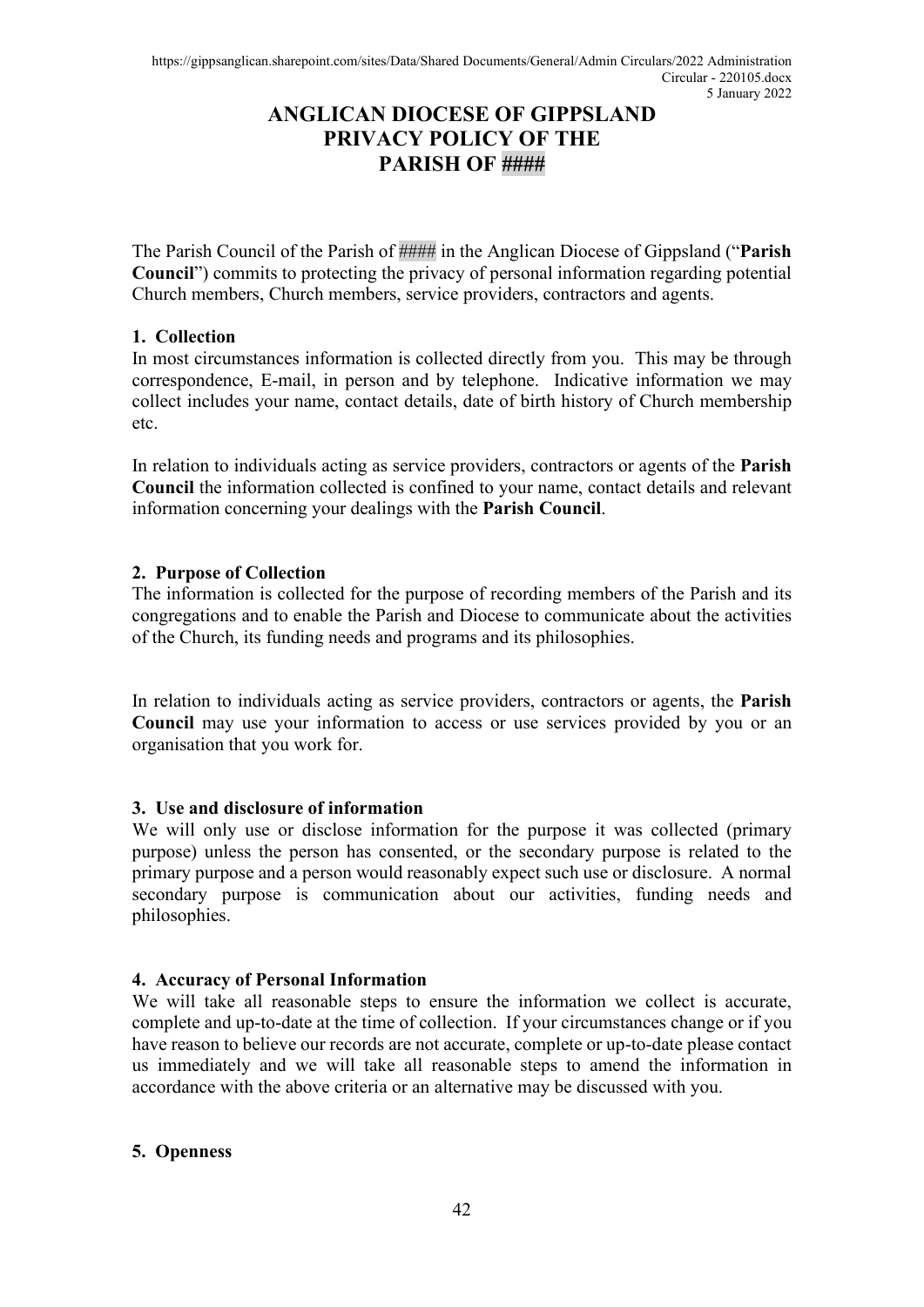# ANGLICAN DIOCESE OF GIPPSLAND PRIVACY POLICY OF THE PARISH OF ####

The Parish Council of the Parish of #### in the Anglican Diocese of Gippsland ("**Parish Council**") commits to protecting the privacy of personal information regarding potential Church members, Church members, service providers, contractors and agents.

### 1. Collection

In most circumstances information is collected directly from you. This may be through correspondence, E-mail, in person and by telephone. Indicative information we may collect includes your name, contact details, date of birth history of Church membership etc.

In relation to individuals acting as service providers, contractors or agents of the **Parish Council** the information collected is confined to your name, contact details and relevant information concerning your dealings with the **Parish Council**.

### 2. Purpose of Collection

The information is collected for the purpose of recording members of the Parish and its congregations and to enable the Parish and Diocese to communicate about the activities of the Church, its funding needs and programs and its philosophies.

In relation to individuals acting as service providers, contractors or agents, the **Parish Council** may use your information to access or use services provided by you or an organisation that you work for.

### 3. Use and disclosure of information

We will only use or disclose information for the purpose it was collected (primary purpose) unless the person has consented, or the secondary purpose is related to the primary purpose and a person would reasonably expect such use or disclosure. A normal secondary purpose is communication about our activities, funding needs and philosophies.

### 4. Accuracy of Personal Information

We will take all reasonable steps to ensure the information we collect is accurate, complete and up-to-date at the time of collection. If your circumstances change or if you have reason to believe our records are not accurate, complete or up-to-date please contact us immediately and we will take all reasonable steps to amend the information in accordance with the above criteria or an alternative may be discussed with you.

### 5. Openness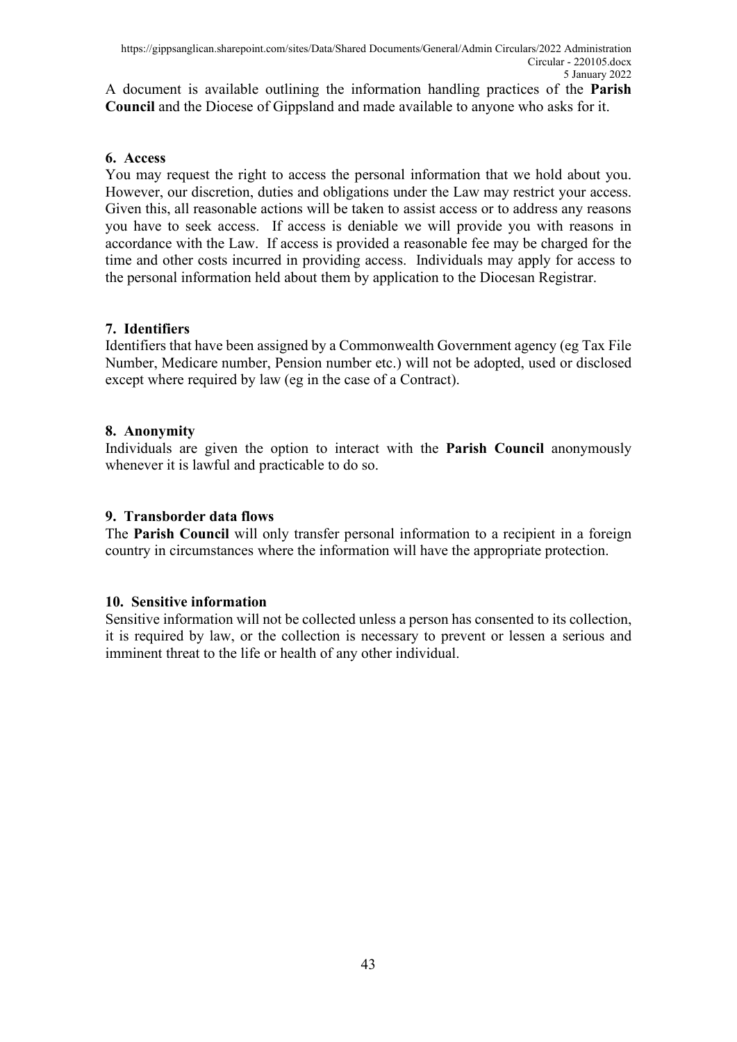A document is available outlining the information handling practices of the **Parish Council** and the Diocese of Gippsland and made available to anyone who asks for it.

### 6. Access

You may request the right to access the personal information that we hold about you. However, our discretion, duties and obligations under the Law may restrict your access. Given this, all reasonable actions will be taken to assist access or to address any reasons you have to seek access. If access is deniable we will provide you with reasons in accordance with the Law. If access is provided a reasonable fee may be charged for the time and other costs incurred in providing access. Individuals may apply for access to the personal information held about them by application to the Diocesan Registrar.

### 7. Identifiers

Identifiers that have been assigned by a Commonwealth Government agency (eg Tax File Number, Medicare number, Pension number etc.) will not be adopted, used or disclosed except where required by law (eg in the case of a Contract).

### 8. Anonymity

Individuals are given the option to interact with the **Parish Council** anonymously whenever it is lawful and practicable to do so.

### 9. Transborder data flows

The **Parish Council** will only transfer personal information to a recipient in a foreign country in circumstances where the information will have the appropriate protection.

### 10. Sensitive information

Sensitive information will not be collected unless a person has consented to its collection, it is required by law, or the collection is necessary to prevent or lessen a serious and imminent threat to the life or health of any other individual.